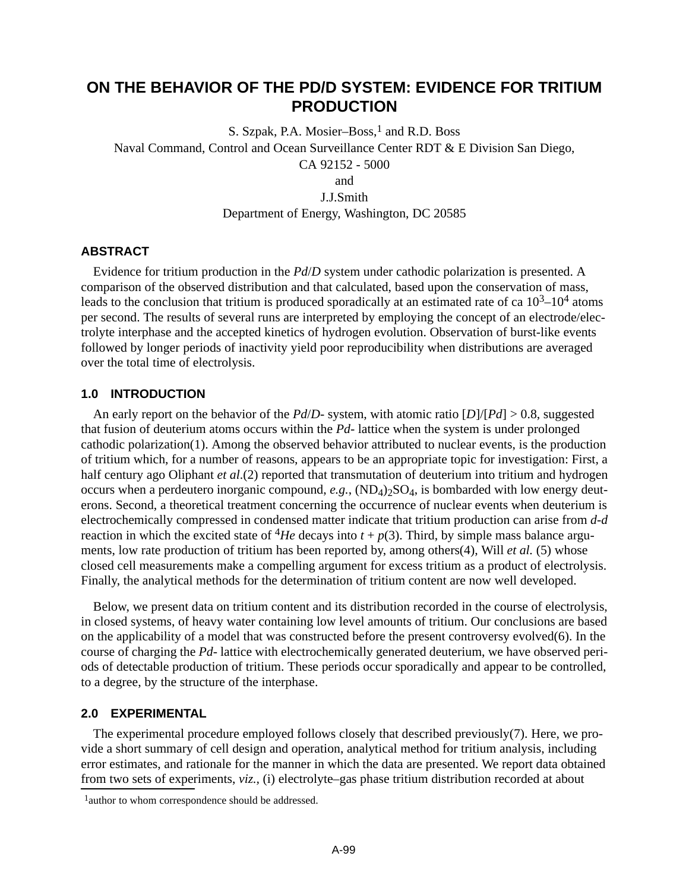# ON THE BEHAVIOR OF THE PD/D SYSTEM: EVIDENCE FOR TRITIUM PRODUCTION

S. Szpak, P.A. Mosier–Boss,[1] and R.D. Boss
Naval Command, Control and Ocean Surveillance Center RDT & E Division San Diego, CA 92152 - 5000
and
J.J.Smith
Department of Energy, Washington, DC 20585

## ABSTRACT

Evidence for tritium production in the *Pd*/*D* system under cathodic polarization is presented. A comparison of the observed distribution and that calculated, based upon the conservation of mass, leads to the conclusion that tritium is produced sporadically at an estimated rate of ca $10^3$–$10^4$ atoms per second. The results of several runs are interpreted by employing the concept of an electrode/electrolyte interphase and the accepted kinetics of hydrogen evolution. Observation of burst-like events followed by longer periods of inactivity yield poor reproducibility when distributions are averaged over the total time of electrolysis.

## 1.0 INTRODUCTION

An early report on the behavior of the *Pd*/*D*- system, with atomic ratio [*D*]/[*Pd*] > 0.8, suggested that fusion of deuterium atoms occurs within the *Pd*- lattice when the system is under prolonged cathodic polarization(1). Among the observed behavior attributed to nuclear events, is the production of tritium which, for a number of reasons, appears to be an appropriate topic for investigation: First, a half century ago Oliphant *et al*.(2) reported that transmutation of deuterium into tritium and hydrogen occurs when a perdeutero inorganic compound, *e.g.*, $(ND_4)_2SO_4$, is bombarded with low energy deuterons. Second, a theoretical treatment concerning the occurrence of nuclear events when deuterium is electrochemically compressed in condensed matter indicate that tritium production can arise from *d*-*d* reaction in which the excited state of $^4He$ decays into $t + p$(3). Third, by simple mass balance arguments, low rate production of tritium has been reported by, among others(4), Will *et al.* (5) whose closed cell measurements make a compelling argument for excess tritium as a product of electrolysis. Finally, the analytical methods for the determination of tritium content are now well developed.

Below, we present data on tritium content and its distribution recorded in the course of electrolysis, in closed systems, of heavy water containing low level amounts of tritium. Our conclusions are based on the applicability of a model that was constructed before the present controversy evolved(6). In the course of charging the *Pd*- lattice with electrochemically generated deuterium, we have observed periods of detectable production of tritium. These periods occur sporadically and appear to be controlled, to a degree, by the structure of the interphase.

## 2.0 EXPERIMENTAL

The experimental procedure employed follows closely that described previously(7). Here, we provide a short summary of cell design and operation, analytical method for tritium analysis, including error estimates, and rationale for the manner in which the data are presented. We report data obtained from two sets of experiments, *viz.*, (i) electrolyte–gas phase tritium distribution recorded at about

[1]author to whom correspondence should be addressed.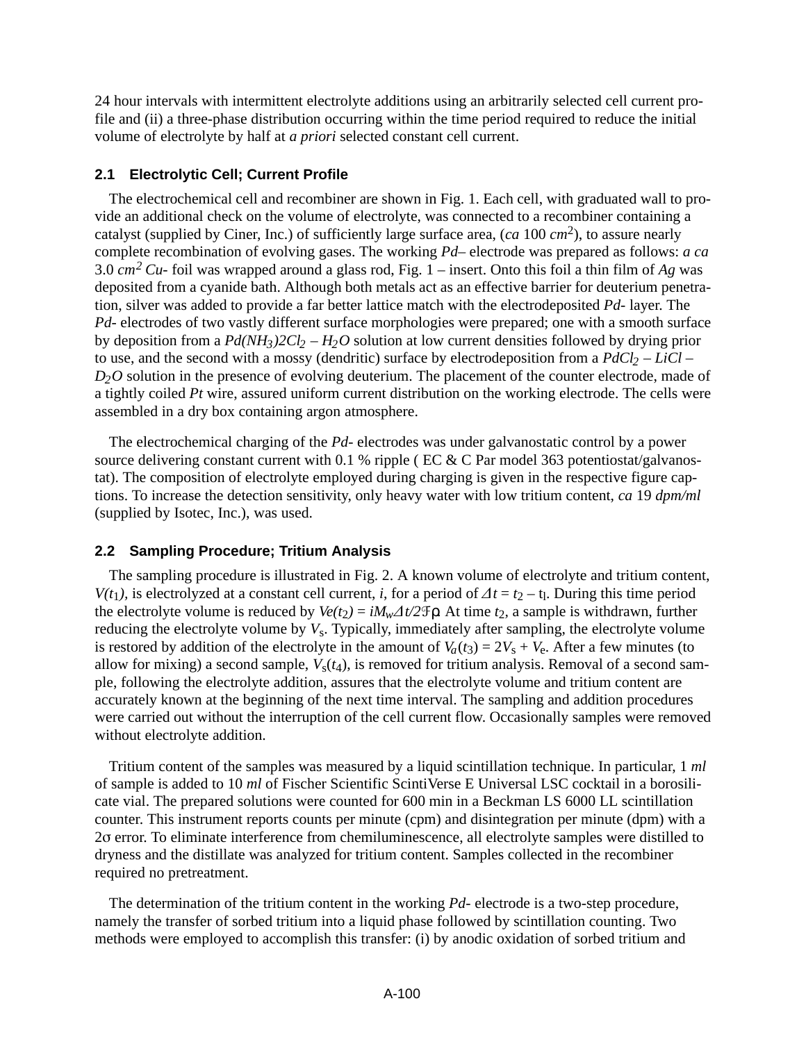24 hour intervals with intermittent electrolyte additions using an arbitrarily selected cell current profile and (ii) a three-phase distribution occurring within the time period required to reduce the initial volume of electrolyte by half at *a priori* selected constant cell current.

## 2.1 Electrolytic Cell; Current Profile

The electrochemical cell and recombiner are shown in Fig. 1. Each cell, with graduated wall to provide an additional check on the volume of electrolyte, was connected to a recombiner containing a catalyst (supplied by Ciner, Inc.) of sufficiently large surface area, (*ca* 100 $cm^2$), to assure nearly complete recombination of evolving gases. The working *Pd*– electrode was prepared as follows: *a ca* 3.0 $cm^2$ *Cu*- foil was wrapped around a glass rod, Fig. 1 – insert. Onto this foil a thin film of *Ag* was deposited from a cyanide bath. Although both metals act as an effective barrier for deuterium penetration, silver was added to provide a far better lattice match with the electrodeposited *Pd*- layer. The *Pd*- electrodes of two vastly different surface morphologies were prepared; one with a smooth surface by deposition from a $Pd(NH_3)2Cl_2 – H_2O$ solution at low current densities followed by drying prior to use, and the second with a mossy (dendritic) surface by electrodeposition from a $PdCl_2 – LiCl – D_2O$ solution in the presence of evolving deuterium. The placement of the counter electrode, made of a tightly coiled *Pt* wire, assured uniform current distribution on the working electrode. The cells were assembled in a dry box containing argon atmosphere.

The electrochemical charging of the *Pd*- electrodes was under galvanostatic control by a power source delivering constant current with 0.1 % ripple ( EC & C Par model 363 potentiostat/galvanostat). The composition of electrolyte employed during charging is given in the respective figure captions. To increase the detection sensitivity, only heavy water with low tritium content, *ca* 19 *dpm/ml* (supplied by Isotec, Inc.), was used.

## 2.2 Sampling Procedure; Tritium Analysis

The sampling procedure is illustrated in Fig. 2. A known volume of electrolyte and tritium content, $V(t_1)$, is electrolyzed at a constant cell current, $i$, for a period of $\Delta t = t_2 - t_1$. During this time period the electrolyte volume is reduced by $Ve(t_2) = iM_w\Delta t/2\mathfrak{F}\rho$. At time $t_2$, a sample is withdrawn, further reducing the electrolyte volume by $V_s$. Typically, immediately after sampling, the electrolyte volume is restored by addition of the electrolyte in the amount of $V_a(t_3) = 2V_s + V_e$. After a few minutes (to allow for mixing) a second sample, $V_s(t_4)$, is removed for tritium analysis. Removal of a second sample, following the electrolyte addition, assures that the electrolyte volume and tritium content are accurately known at the beginning of the next time interval. The sampling and addition procedures were carried out without the interruption of the cell current flow. Occasionally samples were removed without electrolyte addition.

Tritium content of the samples was measured by a liquid scintillation technique. In particular, 1 *ml* of sample is added to 10 *ml* of Fischer Scientific ScintiVerse E Universal LSC cocktail in a borosilicate vial. The prepared solutions were counted for 600 min in a Beckman LS 6000 LL scintillation counter. This instrument reports counts per minute (cpm) and disintegration per minute (dpm) with a 2σ error. To eliminate interference from chemiluminescence, all electrolyte samples were distilled to dryness and the distillate was analyzed for tritium content. Samples collected in the recombiner required no pretreatment.

The determination of the tritium content in the working *Pd*- electrode is a two-step procedure, namely the transfer of sorbed tritium into a liquid phase followed by scintillation counting. Two methods were employed to accomplish this transfer: (i) by anodic oxidation of sorbed tritium and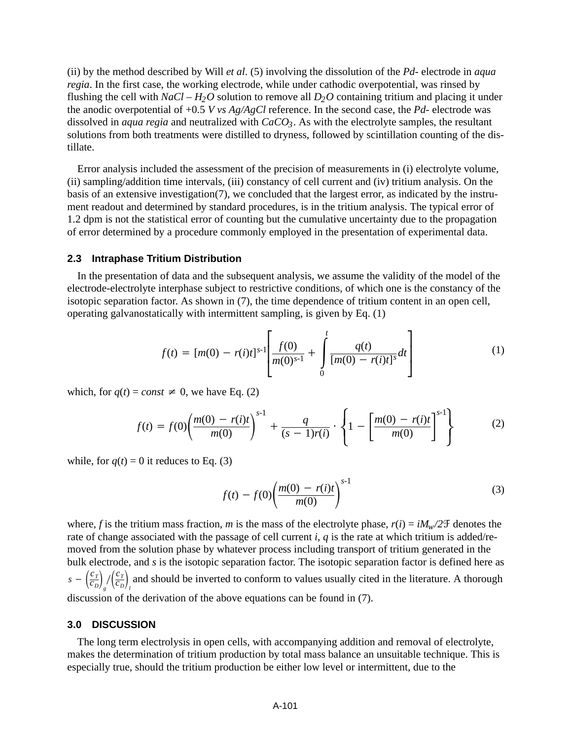(ii) by the method described by Will *et al*. (5) involving the dissolution of the *Pd*- electrode in *aqua regia*. In the first case, the working electrode, while under cathodic overpotential, was rinsed by flushing the cell with $NaCl - H_2O$ solution to remove all $D_2O$ containing tritium and placing it under the anodic overpotential of +0.5 *V vs Ag/AgCl* reference. In the second case, the *Pd*- electrode was dissolved in *aqua regia* and neutralized with $CaCO_3$. As with the electrolyte samples, the resultant solutions from both treatments were distilled to dryness, followed by scintillation counting of the distillate.

Error analysis included the assessment of the precision of measurements in (i) electrolyte volume, (ii) sampling/addition time intervals, (iii) constancy of cell current and (iv) tritium analysis. On the basis of an extensive investigation(7), we concluded that the largest error, as indicated by the instrument readout and determined by standard procedures, is in the tritium analysis. The typical error of 1.2 dpm is not the statistical error of counting but the cumulative uncertainty due to the propagation of error determined by a procedure commonly employed in the presentation of experimental data.

### 2.3 Intraphase Tritium Distribution

In the presentation of data and the subsequent analysis, we assume the validity of the model of the electrode-electrolyte interphase subject to restrictive conditions, of which one is the constancy of the isotopic separation factor. As shown in (7), the time dependence of tritium content in an open cell, operating galvanostatically with intermittent sampling, is given by Eq. (1)

$$f(t) = [m(0) - r(i)t]^{s-1}\left[\frac{f(0)}{m(0)^{s-1}} + \int_0^t \frac{q(t)}{[m(0) - r(i)t]^s}dt\right] \tag{1}$$

which, for $q(t) = const \neq 0$, we have Eq. (2)

$$f(t) = f(0)\left(\frac{m(0) - r(i)t}{m(0)}\right)^{s-1} + \frac{q}{(s-1)r(i)} \cdot \left\{1 - \left[\frac{m(0) - r(i)t}{m(0)}\right]^{s-1}\right\} \tag{2}$$

while, for $q(t) = 0$ it reduces to Eq. (3)

$$f(t) - f(0)\left(\frac{m(0) - r(i)t}{m(0)}\right)^{s-1} \tag{3}$$

where, $f$ is the tritium mass fraction, $m$ is the mass of the electrolyte phase, $r(i) = iM_w/2\mathfrak{F}$ denotes the rate of change associated with the passage of cell current $i$, $q$ is the rate at which tritium is added/removed from the solution phase by whatever process including transport of tritium generated in the bulk electrode, and $s$ is the isotopic separation factor. The isotopic separation factor is defined here as $s - \left(\frac{c_T}{c_D}\right)_g / \left(\frac{c_T}{c_D}\right)_l$ and should be inverted to conform to values usually cited in the literature. A thorough discussion of the derivation of the above equations can be found in (7).

## 3.0 DISCUSSION

The long term electrolysis in open cells, with accompanying addition and removal of electrolyte, makes the determination of tritium production by total mass balance an unsuitable technique. This is especially true, should the tritium production be either low level or intermittent, due to the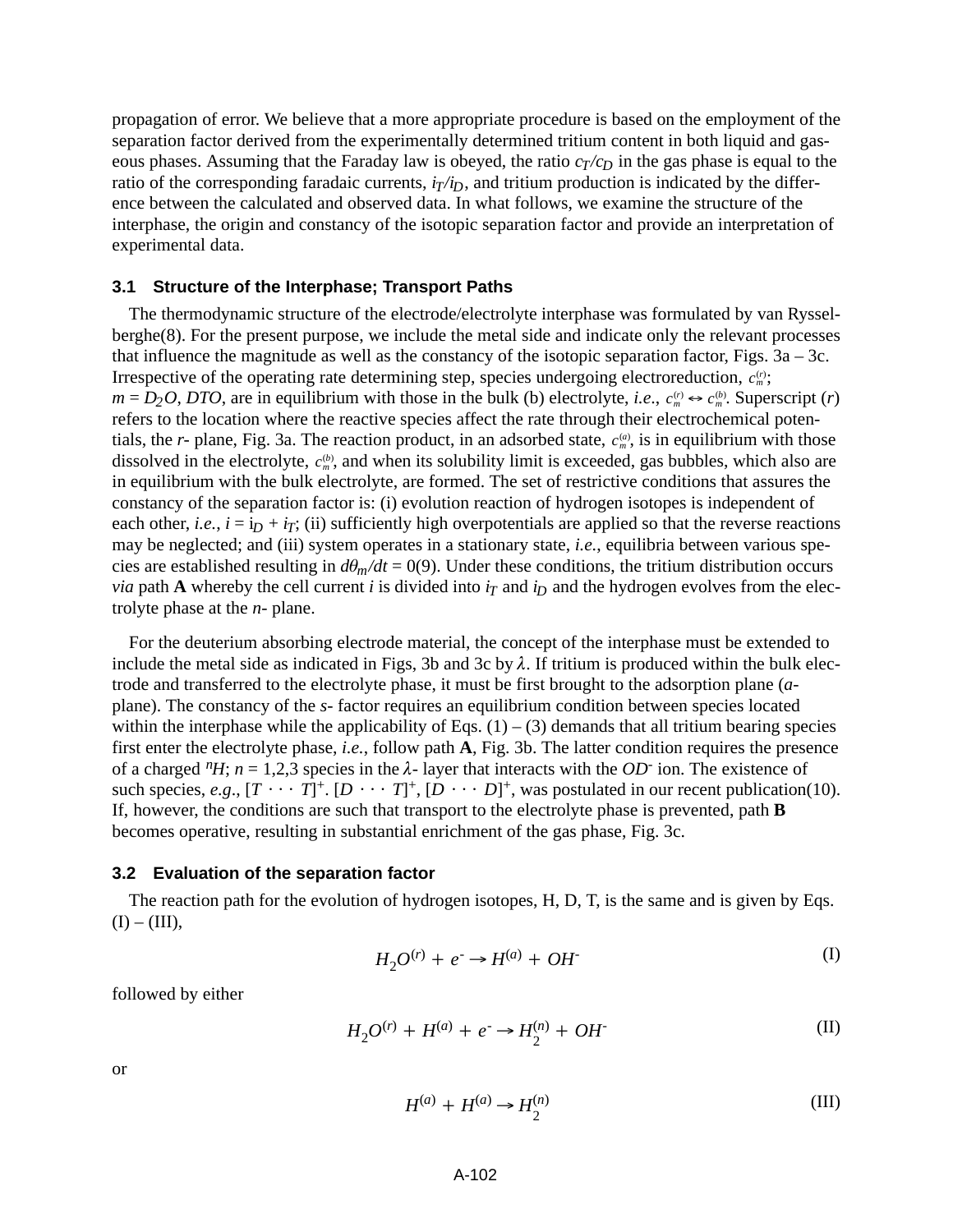propagation of error. We believe that a more appropriate procedure is based on the employment of the separation factor derived from the experimentally determined tritium content in both liquid and gaseous phases. Assuming that the Faraday law is obeyed, the ratio $c_T/c_D$ in the gas phase is equal to the ratio of the corresponding faradaic currents, $i_T/i_D$, and tritium production is indicated by the difference between the calculated and observed data. In what follows, we examine the structure of the interphase, the origin and constancy of the isotopic separation factor and provide an interpretation of experimental data.

### 3.1 Structure of the Interphase; Transport Paths

The thermodynamic structure of the electrode/electrolyte interphase was formulated by van Rysselberghe(8). For the present purpose, we include the metal side and indicate only the relevant processes that influence the magnitude as well as the constancy of the isotopic separation factor, Figs. 3a – 3c. Irrespective of the operating rate determining step, species undergoing electroreduction, $c_m^{(r)}$; $m = D_2O$, $DTO$, are in equilibrium with those in the bulk (b) electrolyte, *i.e.*, $c_m^{(r)} \leftrightarrow c_m^{(b)}$. Superscript ($r$) refers to the location where the reactive species affect the rate through their electrochemical potentials, the *r*- plane, Fig. 3a. The reaction product, in an adsorbed state, $c_m^{(a)}$, is in equilibrium with those dissolved in the electrolyte, $c_m^{(b)}$, and when its solubility limit is exceeded, gas bubbles, which also are in equilibrium with the bulk electrolyte, are formed. The set of restrictive conditions that assures the constancy of the separation factor is: (i) evolution reaction of hydrogen isotopes is independent of each other, *i.e.*, $i = i_D + i_T$; (ii) sufficiently high overpotentials are applied so that the reverse reactions may be neglected; and (iii) system operates in a stationary state, *i.e.*, equilibria between various species are established resulting in $d\theta_m/dt = 0$(9). Under these conditions, the tritium distribution occurs *via* path **A** whereby the cell current $i$ is divided into $i_T$ and $i_D$ and the hydrogen evolves from the electrolyte phase at the *n*- plane.

For the deuterium absorbing electrode material, the concept of the interphase must be extended to include the metal side as indicated in Figs, 3b and 3c by $\lambda$. If tritium is produced within the bulk electrode and transferred to the electrolyte phase, it must be first brought to the adsorption plane (*a*-plane). The constancy of the *s*- factor requires an equilibrium condition between species located within the interphase while the applicability of Eqs. (1) – (3) demands that all tritium bearing species first enter the electrolyte phase, *i.e.*, follow path **A**, Fig. 3b. The latter condition requires the presence of a charged $^nH$; $n$ = 1,2,3 species in the $\lambda$- layer that interacts with the $OD^-$ ion. The existence of such species, *e.g.*, $[T \cdots T]^+$. $[D \cdots T]^+$, $[D \cdots D]^+$, was postulated in our recent publication(10). If, however, the conditions are such that transport to the electrolyte phase is prevented, path **B** becomes operative, resulting in substantial enrichment of the gas phase, Fig. 3c.

### 3.2 Evaluation of the separation factor

The reaction path for the evolution of hydrogen isotopes, H, D, T, is the same and is given by Eqs. (I) – (III),

$$H_2O^{(r)} + e^- \rightarrow H^{(a)} + OH^- \tag{I}$$

followed by either

$$H_2O^{(r)} + H^{(a)} + e^- \rightarrow H_2^{(n)} + OH^- \tag{II}$$

or

$$H^{(a)} + H^{(a)} \rightarrow H_2^{(n)} \tag{III}$$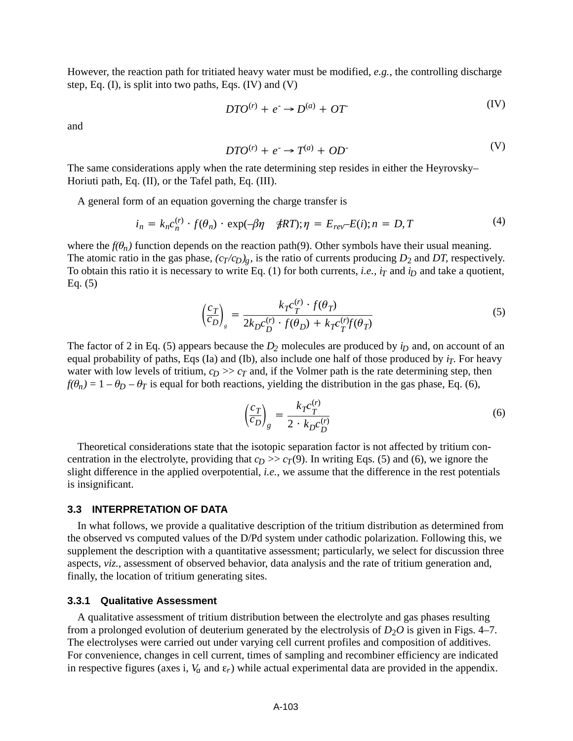However, the reaction path for tritiated heavy water must be modified, *e.g.*, the controlling discharge step, Eq. (I), is split into two paths, Eqs. (IV) and (V)

$$DTO^{(r)} + e^{-} \rightarrow D^{(a)} + OT^{-} \tag{IV}$$

and

$$DTO^{(r)} + e^{-} \rightarrow T^{(a)} + OD^{-} \tag{V}$$

The same considerations apply when the rate determining step resides in either the Heyrovsky–Horiuti path, Eq. (II), or the Tafel path, Eq. (III).

A general form of an equation governing the charge transfer is

$$i_n = k_n c_n^{(r)} \cdot f(\theta_n) \cdot \exp(-\beta\eta \quad F/RT); \eta = E_{rev} - E(i); n = D, T \tag{4}$$

where the $f(\theta_n)$ function depends on the reaction path(9). Other symbols have their usual meaning. The atomic ratio in the gas phase, $(c_T/c_D)_g$, is the ratio of currents producing $D_2$ and $DT$, respectively. To obtain this ratio it is necessary to write Eq. (1) for both currents, *i.e.*, $i_T$ and $i_D$ and take a quotient, Eq. (5)

$$\left(\frac{c_T}{c_D}\right)_g = \frac{k_T c_T^{(r)} \cdot f(\theta_T)}{2k_D c_D^{(r)} \cdot f(\theta_D) + k_T c_T^{(r)} f(\theta_T)} \tag{5}$$

The factor of 2 in Eq. (5) appears because the $D_2$ molecules are produced by $i_D$ and, on account of an equal probability of paths, Eqs (Ia) and (Ib), also include one half of those produced by $i_T$. For heavy water with low levels of tritium, $c_D >> c_T$ and, if the Volmer path is the rate determining step, then $f(\theta_n) = 1 - \theta_D - \theta_T$ is equal for both reactions, yielding the distribution in the gas phase, Eq. (6),

$$\left(\frac{c_T}{c_D}\right)_g = \frac{k_T c_T^{(r)}}{2 \cdot k_D c_D^{(r)}} \tag{6}$$

Theoretical considerations state that the isotopic separation factor is not affected by tritium concentration in the electrolyte, providing that $c_D >> c_T$(9). In writing Eqs. (5) and (6), we ignore the slight difference in the applied overpotential, *i.e.*, we assume that the difference in the rest potentials is insignificant.

### 3.3 INTERPRETATION OF DATA

In what follows, we provide a qualitative description of the tritium distribution as determined from the observed vs computed values of the D/Pd system under cathodic polarization. Following this, we supplement the description with a quantitative assessment; particularly, we select for discussion three aspects, *viz.*, assessment of observed behavior, data analysis and the rate of tritium generation and, finally, the location of tritium generating sites.

#### 3.3.1 Qualitative Assessment

A qualitative assessment of tritium distribution between the electrolyte and gas phases resulting from a prolonged evolution of deuterium generated by the electrolysis of $D_2O$ is given in Figs. 4–7. The electrolyses were carried out under varying cell current profiles and composition of additives. For convenience, changes in cell current, times of sampling and recombiner efficiency are indicated in respective figures (axes i, $V_a$ and $\varepsilon_r$) while actual experimental data are provided in the appendix.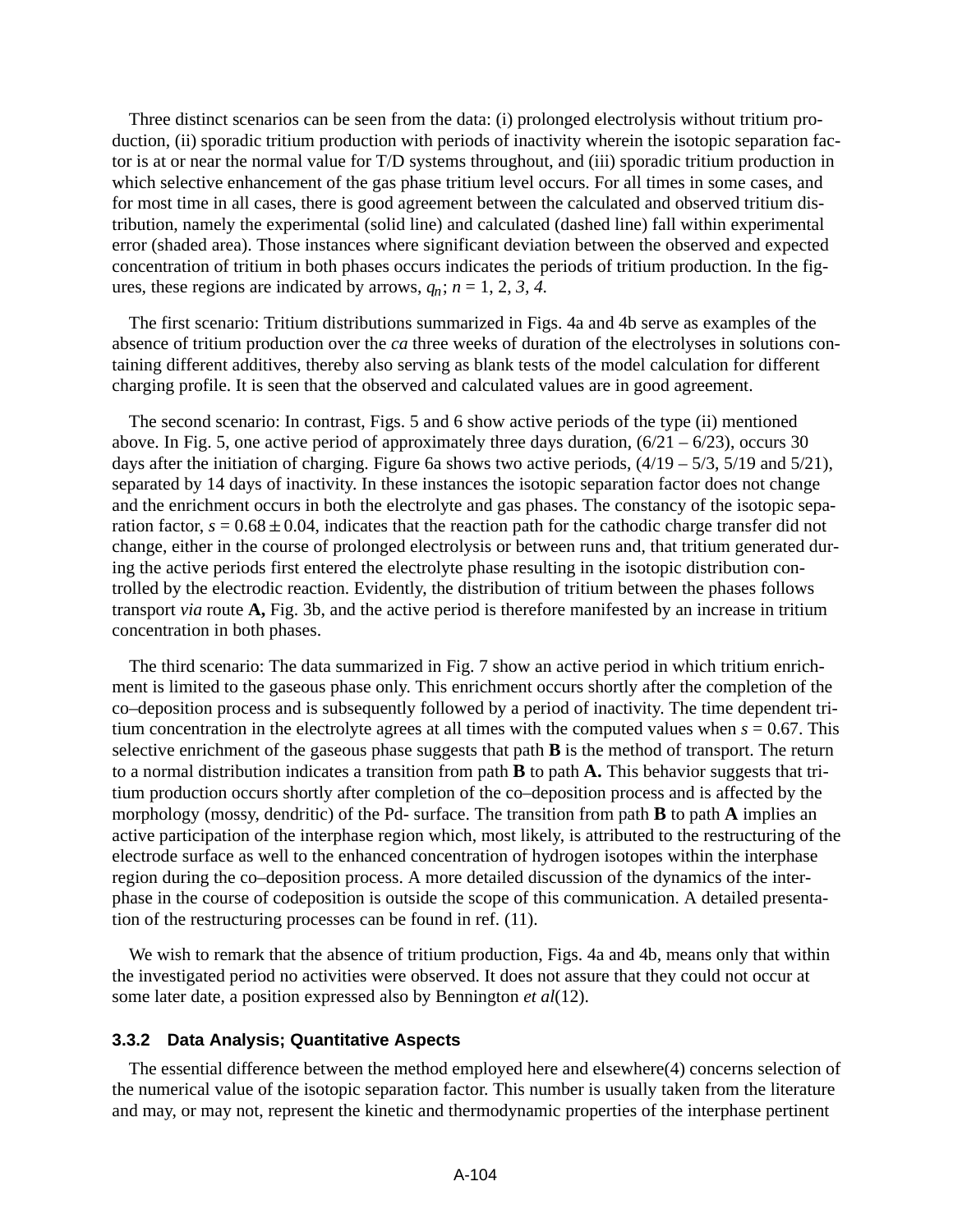Three distinct scenarios can be seen from the data: (i) prolonged electrolysis without tritium production, (ii) sporadic tritium production with periods of inactivity wherein the isotopic separation factor is at or near the normal value for T/D systems throughout, and (iii) sporadic tritium production in which selective enhancement of the gas phase tritium level occurs. For all times in some cases, and for most time in all cases, there is good agreement between the calculated and observed tritium distribution, namely the experimental (solid line) and calculated (dashed line) fall within experimental error (shaded area). Those instances where significant deviation between the observed and expected concentration of tritium in both phases occurs indicates the periods of tritium production. In the figures, these regions are indicated by arrows, $q_n$; $n = 1, 2, 3, 4$.

The first scenario: Tritium distributions summarized in Figs. 4a and 4b serve as examples of the absence of tritium production over the *ca* three weeks of duration of the electrolyses in solutions containing different additives, thereby also serving as blank tests of the model calculation for different charging profile. It is seen that the observed and calculated values are in good agreement.

The second scenario: In contrast, Figs. 5 and 6 show active periods of the type (ii) mentioned above. In Fig. 5, one active period of approximately three days duration, (6/21 – 6/23), occurs 30 days after the initiation of charging. Figure 6a shows two active periods, (4/19 – 5/3, 5/19 and 5/21), separated by 14 days of inactivity. In these instances the isotopic separation factor does not change and the enrichment occurs in both the electrolyte and gas phases. The constancy of the isotopic separation factor, $s = 0.68 \pm 0.04$, indicates that the reaction path for the cathodic charge transfer did not change, either in the course of prolonged electrolysis or between runs and, that tritium generated during the active periods first entered the electrolyte phase resulting in the isotopic distribution controlled by the electrodic reaction. Evidently, the distribution of tritium between the phases follows transport *via* route **A,** Fig. 3b, and the active period is therefore manifested by an increase in tritium concentration in both phases.

The third scenario: The data summarized in Fig. 7 show an active period in which tritium enrichment is limited to the gaseous phase only. This enrichment occurs shortly after the completion of the co–deposition process and is subsequently followed by a period of inactivity. The time dependent tritium concentration in the electrolyte agrees at all times with the computed values when $s = 0.67$. This selective enrichment of the gaseous phase suggests that path **B** is the method of transport. The return to a normal distribution indicates a transition from path **B** to path **A.** This behavior suggests that tritium production occurs shortly after completion of the co–deposition process and is affected by the morphology (mossy, dendritic) of the Pd- surface. The transition from path **B** to path **A** implies an active participation of the interphase region which, most likely, is attributed to the restructuring of the electrode surface as well to the enhanced concentration of hydrogen isotopes within the interphase region during the co–deposition process. A more detailed discussion of the dynamics of the interphase in the course of codeposition is outside the scope of this communication. A detailed presentation of the restructuring processes can be found in ref. (11).

We wish to remark that the absence of tritium production, Figs. 4a and 4b, means only that within the investigated period no activities were observed. It does not assure that they could not occur at some later date, a position expressed also by Bennington *et al*(12).

### 3.3.2 Data Analysis; Quantitative Aspects

The essential difference between the method employed here and elsewhere(4) concerns selection of the numerical value of the isotopic separation factor. This number is usually taken from the literature and may, or may not, represent the kinetic and thermodynamic properties of the interphase pertinent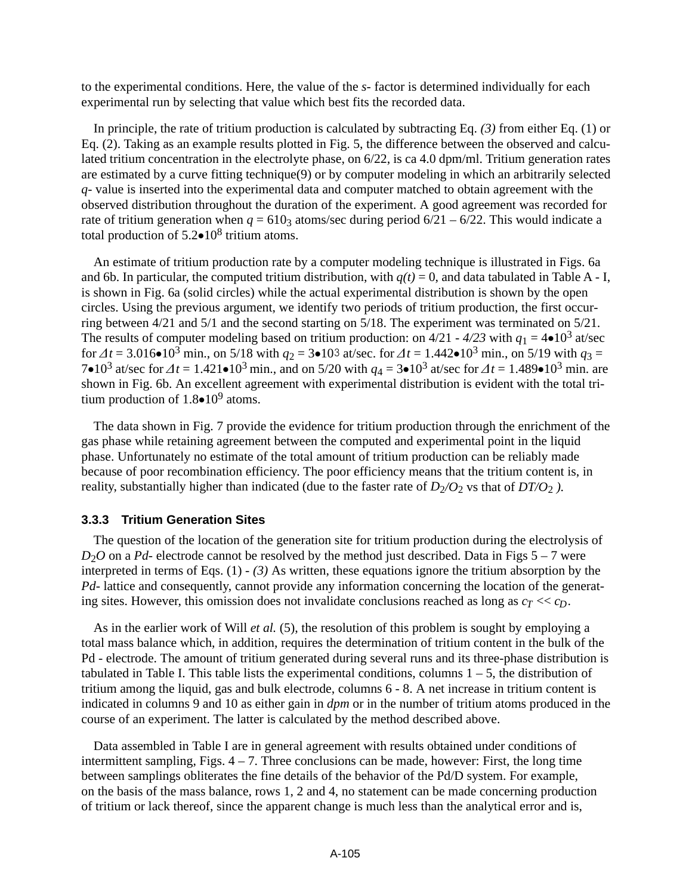to the experimental conditions. Here, the value of the *s*- factor is determined individually for each experimental run by selecting that value which best fits the recorded data.

In principle, the rate of tritium production is calculated by subtracting Eq. *(3)* from either Eq. (1) or Eq. (2). Taking as an example results plotted in Fig. 5, the difference between the observed and calculated tritium concentration in the electrolyte phase, on 6/22, is ca 4.0 dpm/ml. Tritium generation rates are estimated by a curve fitting technique(9) or by computer modeling in which an arbitrarily selected *q*- value is inserted into the experimental data and computer matched to obtain agreement with the observed distribution throughout the duration of the experiment. A good agreement was recorded for rate of tritium generation when $q = 610_3$ atoms/sec during period 6/21 – 6/22. This would indicate a total production of $5.2 \bullet 10^8$ tritium atoms.

An estimate of tritium production rate by a computer modeling technique is illustrated in Figs. 6a and 6b. In particular, the computed tritium distribution, with $q(t) = 0$, and data tabulated in Table A - I, is shown in Fig. 6a (solid circles) while the actual experimental distribution is shown by the open circles. Using the previous argument, we identify two periods of tritium production, the first occurring between 4/21 and 5/1 and the second starting on 5/18. The experiment was terminated on 5/21. The results of computer modeling based on tritium production: on 4/21 - *4/23* with $q_1 = 4 \bullet 10^3$ at/sec for $\Delta t = 3.016 \bullet 10^3$ min., on 5/18 with $q_2 = 3 \bullet 10^3$ at/sec. for $\Delta t = 1.442 \bullet 10^3$ min., on 5/19 with $q_3 = 7 \bullet 10^3$ at/sec for $\Delta t = 1.421 \bullet 10^3$ min., and on 5/20 with $q_4 = 3 \bullet 10^3$ at/sec for $\Delta t = 1.489 \bullet 10^3$ min. are shown in Fig. 6b. An excellent agreement with experimental distribution is evident with the total tritium production of $1.8 \bullet 10^9$ atoms.

The data shown in Fig. 7 provide the evidence for tritium production through the enrichment of the gas phase while retaining agreement between the computed and experimental point in the liquid phase. Unfortunately no estimate of the total amount of tritium production can be reliably made because of poor recombination efficiency. The poor efficiency means that the tritium content is, in reality, substantially higher than indicated (due to the faster rate of $D_2/O_2$ vs that of $DT/O_2$ *)*.

### 3.3.3 Tritium Generation Sites

The question of the location of the generation site for tritium production during the electrolysis of $D_2O$ on a *Pd*- electrode cannot be resolved by the method just described. Data in Figs 5 – 7 were interpreted in terms of Eqs. (1) - *(3)* As written, these equations ignore the tritium absorption by the *Pd*- lattice and consequently, cannot provide any information concerning the location of the generating sites. However, this omission does not invalidate conclusions reached as long as $c_T \ll c_D$.

As in the earlier work of Will *et al.* (5), the resolution of this problem is sought by employing a total mass balance which, in addition, requires the determination of tritium content in the bulk of the Pd - electrode. The amount of tritium generated during several runs and its three-phase distribution is tabulated in Table I. This table lists the experimental conditions, columns 1 – 5, the distribution of tritium among the liquid, gas and bulk electrode, columns 6 - 8. A net increase in tritium content is indicated in columns 9 and 10 as either gain in *dpm* or in the number of tritium atoms produced in the course of an experiment. The latter is calculated by the method described above.

Data assembled in Table I are in general agreement with results obtained under conditions of intermittent sampling, Figs. 4 – 7. Three conclusions can be made, however: First, the long time between samplings obliterates the fine details of the behavior of the Pd/D system. For example, on the basis of the mass balance, rows 1, 2 and 4, no statement can be made concerning production of tritium or lack thereof, since the apparent change is much less than the analytical error and is,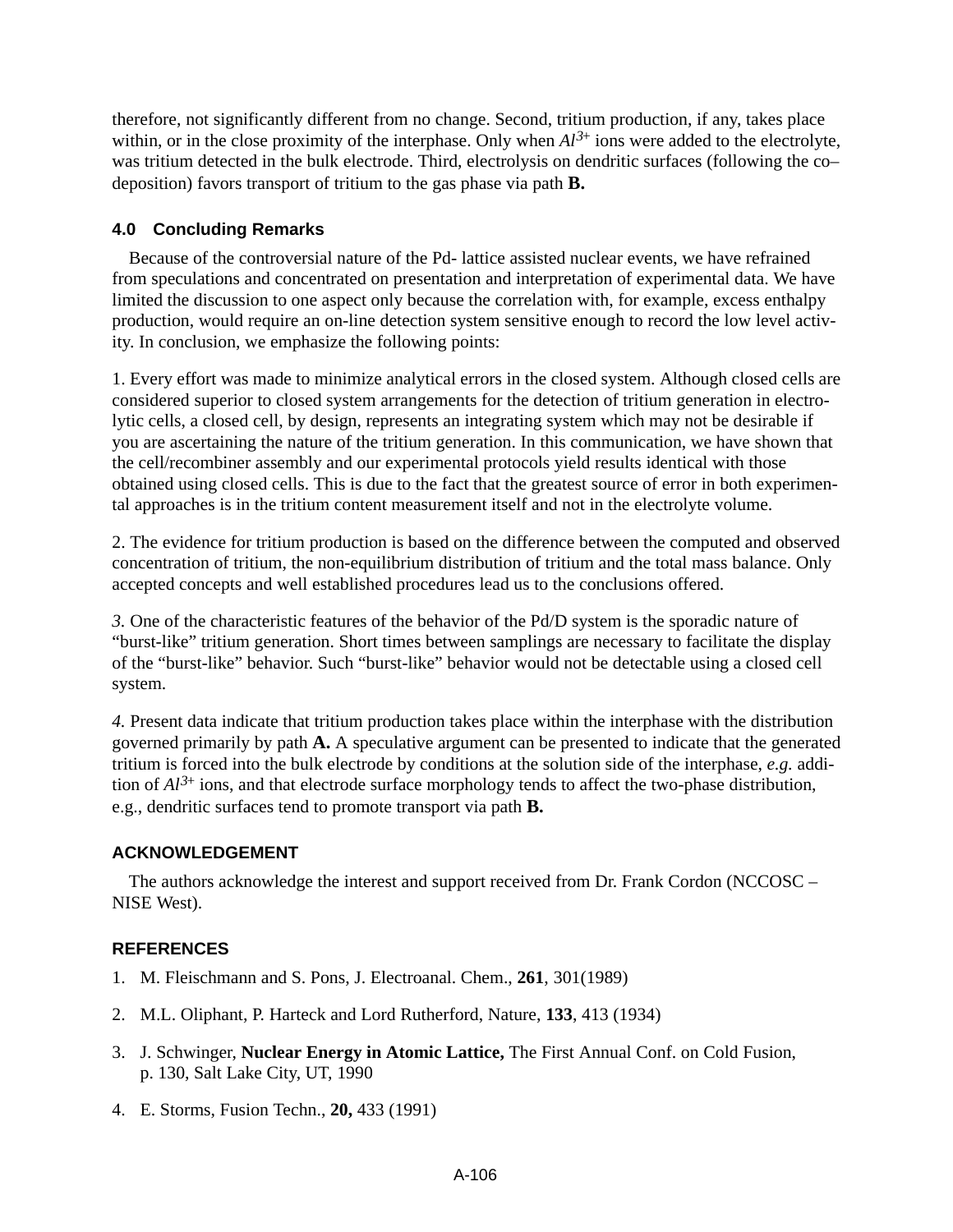therefore, not significantly different from no change. Second, tritium production, if any, takes place within, or in the close proximity of the interphase. Only when $Al^{3+}$ ions were added to the electrolyte, was tritium detected in the bulk electrode. Third, electrolysis on dendritic surfaces (following the co–deposition) favors transport of tritium to the gas phase via path **B.**

## 4.0 Concluding Remarks

Because of the controversial nature of the Pd- lattice assisted nuclear events, we have refrained from speculations and concentrated on presentation and interpretation of experimental data. We have limited the discussion to one aspect only because the correlation with, for example, excess enthalpy production, would require an on-line detection system sensitive enough to record the low level activity. In conclusion, we emphasize the following points:

1. Every effort was made to minimize analytical errors in the closed system. Although closed cells are considered superior to closed system arrangements for the detection of tritium generation in electrolytic cells, a closed cell, by design, represents an integrating system which may not be desirable if you are ascertaining the nature of the tritium generation. In this communication, we have shown that the cell/recombiner assembly and our experimental protocols yield results identical with those obtained using closed cells. This is due to the fact that the greatest source of error in both experimental approaches is in the tritium content measurement itself and not in the electrolyte volume.

2. The evidence for tritium production is based on the difference between the computed and observed concentration of tritium, the non-equilibrium distribution of tritium and the total mass balance. Only accepted concepts and well established procedures lead us to the conclusions offered.

*3.* One of the characteristic features of the behavior of the Pd/D system is the sporadic nature of "burst-like" tritium generation. Short times between samplings are necessary to facilitate the display of the "burst-like" behavior. Such "burst-like" behavior would not be detectable using a closed cell system.

*4.* Present data indicate that tritium production takes place within the interphase with the distribution governed primarily by path **A.** A speculative argument can be presented to indicate that the generated tritium is forced into the bulk electrode by conditions at the solution side of the interphase, *e.g.* addition of $Al^{3+}$ ions, and that electrode surface morphology tends to affect the two-phase distribution, e.g., dendritic surfaces tend to promote transport via path **B.**

## ACKNOWLEDGEMENT

The authors acknowledge the interest and support received from Dr. Frank Cordon (NCCOSC – NISE West).

## REFERENCES

1. M. Fleischmann and S. Pons, J. Electroanal. Chem., **261**, 301(1989)
2. M.L. Oliphant, P. Harteck and Lord Rutherford, Nature, **133**, 413 (1934)
3. J. Schwinger, **Nuclear Energy in Atomic Lattice,** The First Annual Conf. on Cold Fusion, p. 130, Salt Lake City, UT, 1990
4. E. Storms, Fusion Techn., **20,** 433 (1991)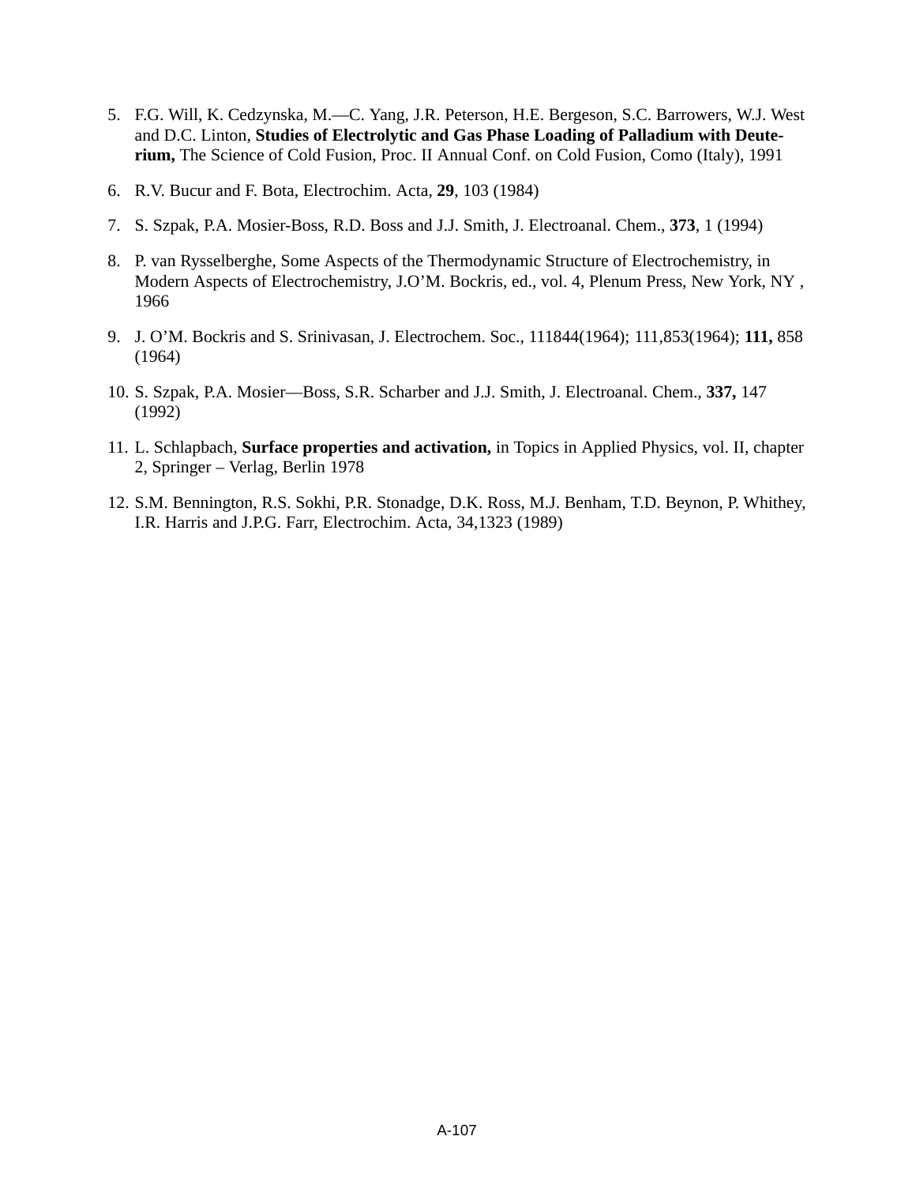5. F.G. Will, K. Cedzynska, M.—C. Yang, J.R. Peterson, H.E. Bergeson, S.C. Barrowers, W.J. West and D.C. Linton, **Studies of Electrolytic and Gas Phase Loading of Palladium with Deuterium,** The Science of Cold Fusion, Proc. II Annual Conf. on Cold Fusion, Como (Italy), 1991

6. R.V. Bucur and F. Bota, Electrochim. Acta, **29**, 103 (1984)

7. S. Szpak, P.A. Mosier-Boss, R.D. Boss and J.J. Smith, J. Electroanal. Chem., **373**, 1 (1994)

8. P. van Rysselberghe, Some Aspects of the Thermodynamic Structure of Electrochemistry, in Modern Aspects of Electrochemistry, J.O'M. Bockris, ed., vol. 4, Plenum Press, New York, NY , 1966

9. J. O'M. Bockris and S. Srinivasan, J. Electrochem. Soc., 111844(1964); 111,853(1964); **111,** 858 (1964)

10. S. Szpak, P.A. Mosier—Boss, S.R. Scharber and J.J. Smith, J. Electroanal. Chem., **337,** 147 (1992)

11. L. Schlapbach, **Surface properties and activation,** in Topics in Applied Physics, vol. II, chapter 2, Springer – Verlag, Berlin 1978

12. S.M. Bennington, R.S. Sokhi, P.R. Stonadge, D.K. Ross, M.J. Benham, T.D. Beynon, P. Whithey, I.R. Harris and J.P.G. Farr, Electrochim. Acta, 34,1323 (1989)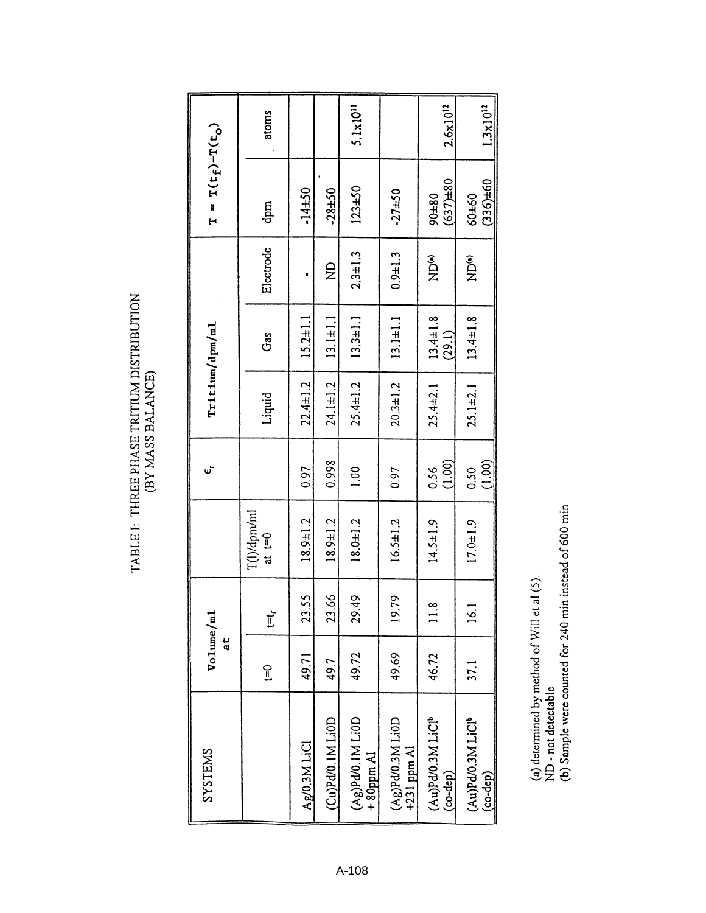# TABLE I: THREE PHASE TRITIUM DISTRIBUTION (BY MASS BALANCE)

| SYSTEMS | Volume/ml at | | | $\epsilon_r$ | Tritium/dpm/ml | | | $T = T(t_f)-T(t_o)$ | |
|---|---|---|---|---|---|---|---|---|---|
| | t=0 | t=t$_f$ | T(l)/dpm/ml at t=0 | | Liquid | Gas | Electrode | dpm | atoms |
| Ag/0.3M LiCl | 49.71 | 23.55 | 18.9±1.2 | 0.97 | 22.4±1.2 | 15.2±1.1 | - | -14±50 | |
| (Cu)Pd/0.1M LiOD | 49.7 | 23.66 | 18.9±1.2 | 0.998 | 24.1±1.2 | 13.1±1.1 | ND | -28±50 | |
| (Ag)Pd/0.1M LiOD + 80ppm Al | 49.72 | 29.49 | 18.0±1.2 | 1.00 | 25.4±1.2 | 13.3±1.1 | 2.3±1.3 | 123±50 | $5.1 \times 10^{11}$ |
| (Ag)Pd/0.3M LiOD +231 ppm Al | 49.69 | 19.79 | 16.5±1.2 | 0.97 | 20.3±1.2 | 13.1±1.1 | 0.9±1.3 | -27±50 | |
| (Au)Pd/0.3M LiCl[b] (co-dep) | 46.72 | 11.8 | 14.5±1.9 | 0.56 (1.00) | 25.4±2.1 | 13.4±1.8 (29.1) | ND[a] | 90±80 (637)±80 | $2.6 \times 10^{12}$ |
| (Au)Pd/0.3M LiCl[b] (co-dep) | 37.1 | 16.1 | 17.0±1.9 | 0.50 (1.00) | 25.1±2.1 | 13.4±1.8 | ND[a] | 60±60 (336)±60 | $1.3 \times 10^{12}$ |

(a) determined by method of Will et al (5).
ND - not detectable
(b) Sample were counted for 240 min instead of 600 min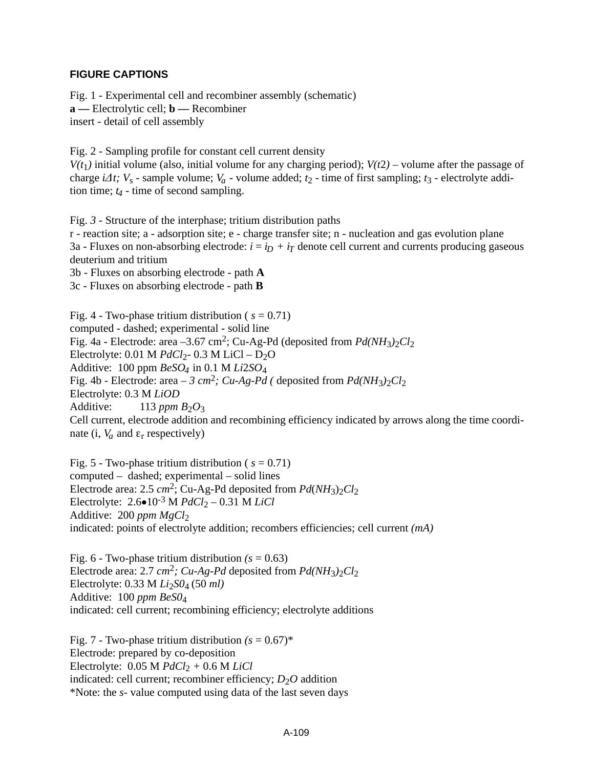**FIGURE CAPTIONS**

Fig. 1 - Experimental cell and recombiner assembly (schematic)
**a —** Electrolytic cell; **b —** Recombiner
insert - detail of cell assembly

Fig. 2 - Sampling profile for constant cell current density
$V(t_1)$ initial volume (also, initial volume for any charging period); $V(t2)$ – volume after the passage of charge $i\Delta t$; $V_s$ - sample volume; $V_a$ - volume added; $t_2$ - time of first sampling; $t_3$ - electrolyte addition time; $t_4$ - time of second sampling.

Fig. *3* - Structure of the interphase; tritium distribution paths
r - reaction site; a - adsorption site; e - charge transfer site; n - nucleation and gas evolution plane
3a - Fluxes on non-absorbing electrode: $i = i_D + i_T$ denote cell current and currents producing gaseous deuterium and tritium
3b - Fluxes on absorbing electrode - path **A**
3c - Fluxes on absorbing electrode - path **B**

Fig. 4 - Two-phase tritium distribution ( $s$ = 0.71)
computed - dashed; experimental - solid line
Fig. 4a - Electrode: area –3.67 $cm^2$; Cu-Ag-Pd (deposited from $Pd(NH_3)_2Cl_2$
Electrolyte: 0.01 M $PdCl_2$- 0.3 M LiCl – $D_2O$
Additive: 100 ppm $BeSO_4$ in 0.1 M $Li2SO_4$
Fig. 4b - Electrode: area – *3* $cm^2$; *Cu-Ag-Pd (* deposited from $Pd(NH_3)_2Cl_2$
Electrolyte: 0.3 M *LiOD*
Additive: 113 *ppm* $B_2O_3$
Cell current, electrode addition and recombining efficiency indicated by arrows along the time coordinate (i, $V_a$ and $\varepsilon_r$ respectively)

Fig. 5 - Two-phase tritium distribution ( $s$ = 0.71)
computed – dashed; experimental – solid lines
Electrode area: 2.5 $cm^2$; Cu-Ag-Pd deposited from $Pd(NH_3)_2Cl_2$
Electrolyte: $2.6 \bullet 10^{-3}$ M $PdCl_2$ – 0.31 M *LiCl*
Additive: 200 *ppm* $MgCl_2$
indicated: points of electrolyte addition; recombers efficiencies; cell current *(mA)*

Fig. 6 - Two-phase tritium distribution *(s* = 0.63)
Electrode area: 2.7 $cm^2$; *Cu-Ag-Pd* deposited from $Pd(NH_3)_2Cl_2$
Electrolyte: 0.33 M $Li_2S0_4$ (50 *ml)*
Additive: 100 *ppm* $BeS0_4$
indicated: cell current; recombining efficiency; electrolyte additions

Fig. 7 - Two-phase tritium distribution *(s* = 0.67)*
Electrode: prepared by co-deposition
Electrolyte: 0.05 M $PdCl_2$ + 0.6 M *LiCl*
indicated: cell current; recombiner efficiency; $D_2O$ addition
*Note: the *s*- value computed using data of the last seven days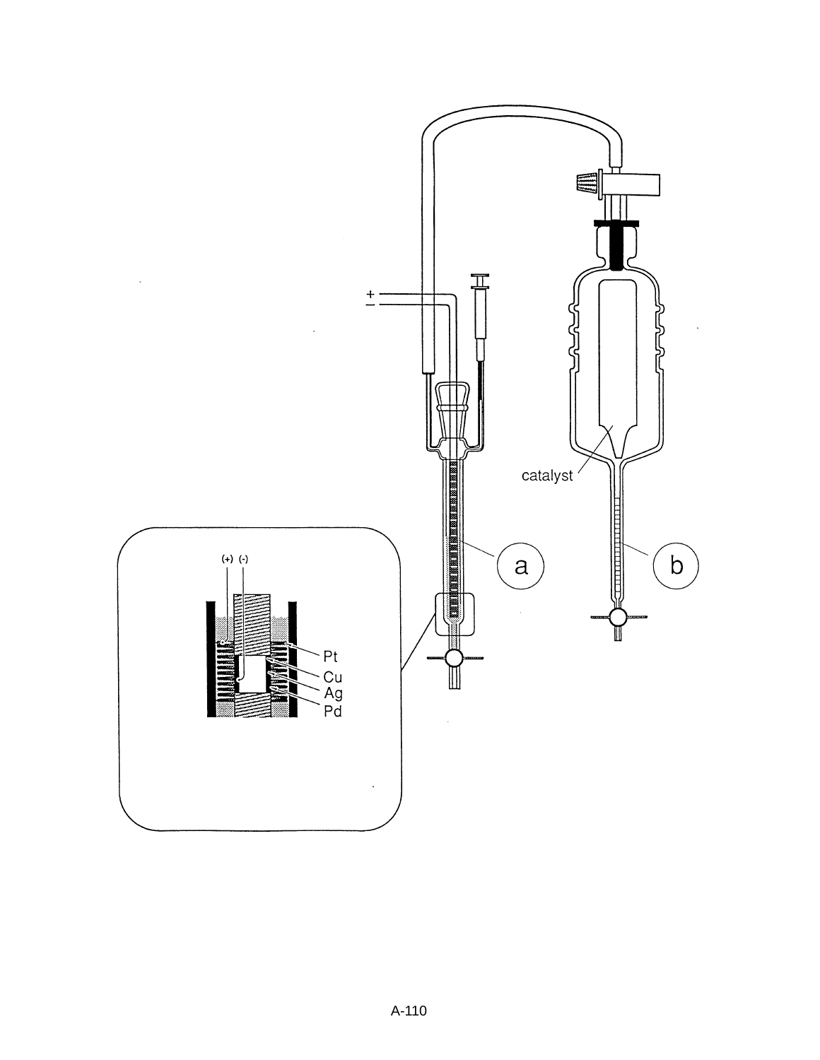+
−

catalyst

a

b

(+) (-)

Pt
Cu
Ag
Pd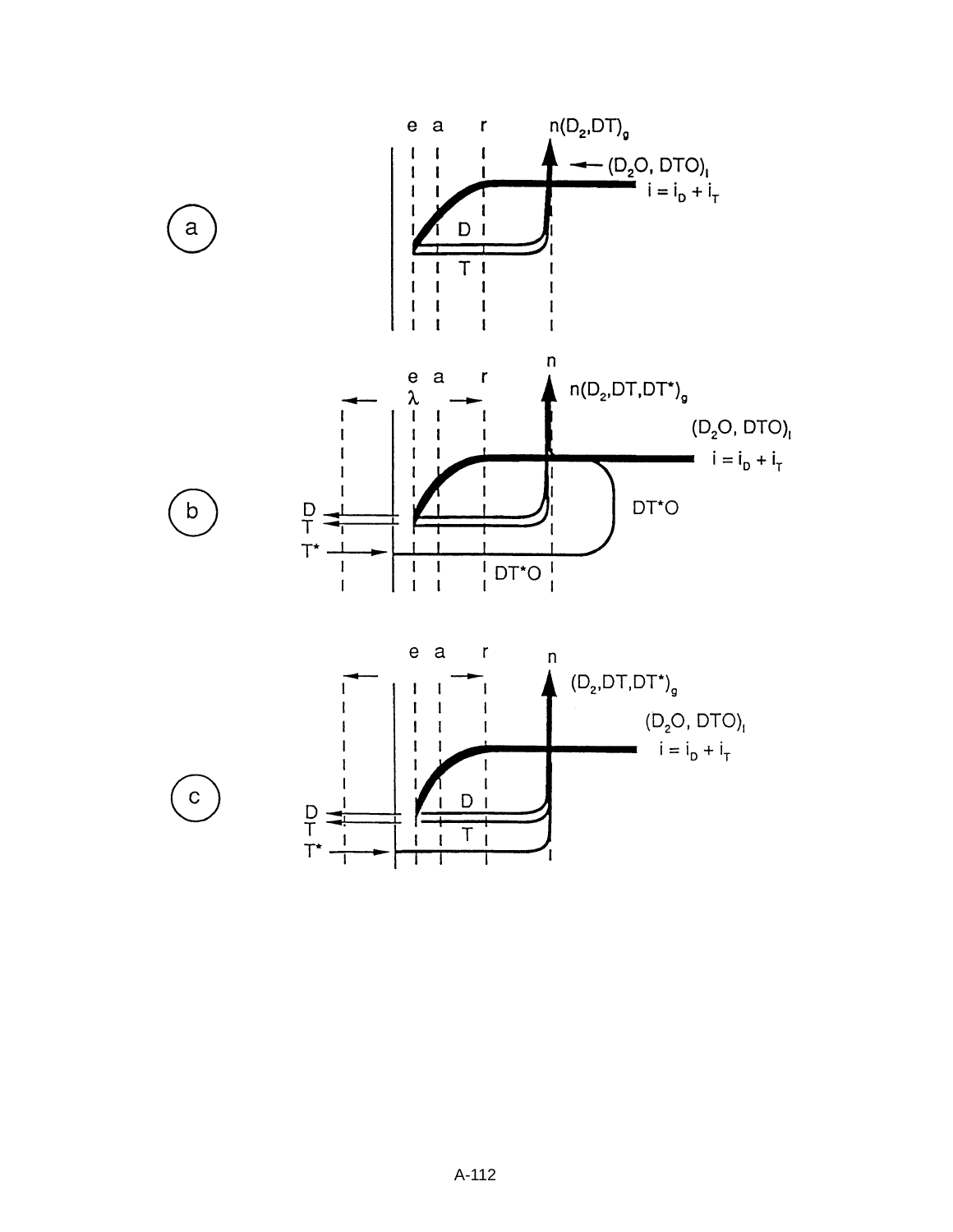a

e a r $n(D_2,DT)_g$

$(D_2O, DTO)_l$

$i = i_D + i_T$

D

T

b

e a r

$\lambda$

n

$n(D_2,DT,DT^*)_g$

$(D_2O, DTO)_l$

$i = i_D + i_T$

D

T

$T^*$

$DT^*O$

$DT^*O$

c

e a r

n

$(D_2,DT,DT^*)_g$

$(D_2O, DTO)_l$

$i = i_D + i_T$

D

T

$T^*$

D

T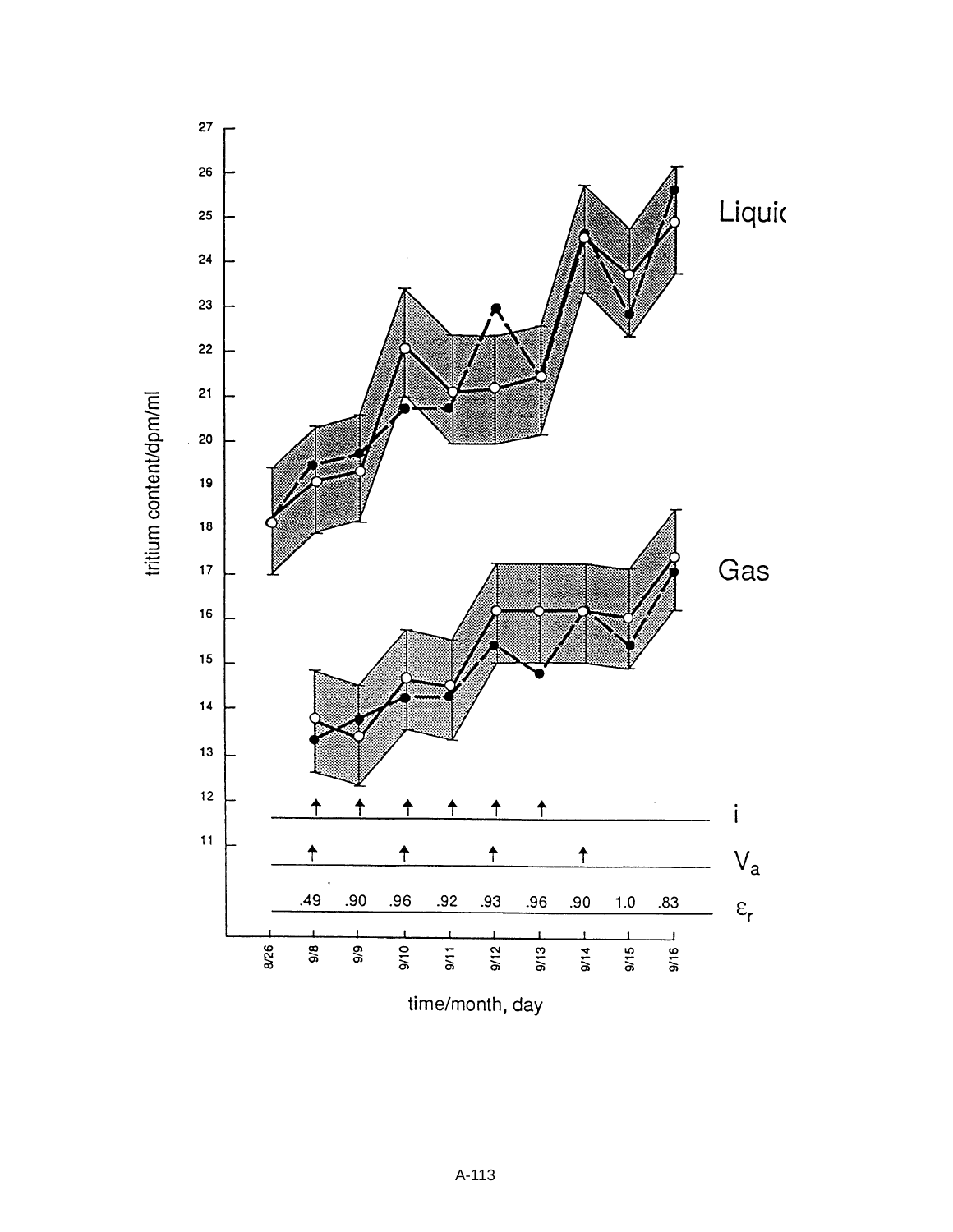tritium content/dpm/ml

Liquid

Gas

$i$

$V_a$

$\varepsilon_r$

| | 8/26 | 9/8 | 9/9 | 9/10 | 9/11 | 9/12 | 9/13 | 9/14 | 9/15 | 9/16 |
|---|---|---|---|---|---|---|---|---|---|---|
| $\varepsilon_r$ | | .49 | .90 | .96 | .92 | .93 | .96 | .90 | 1.0 | .83 |

time/month, day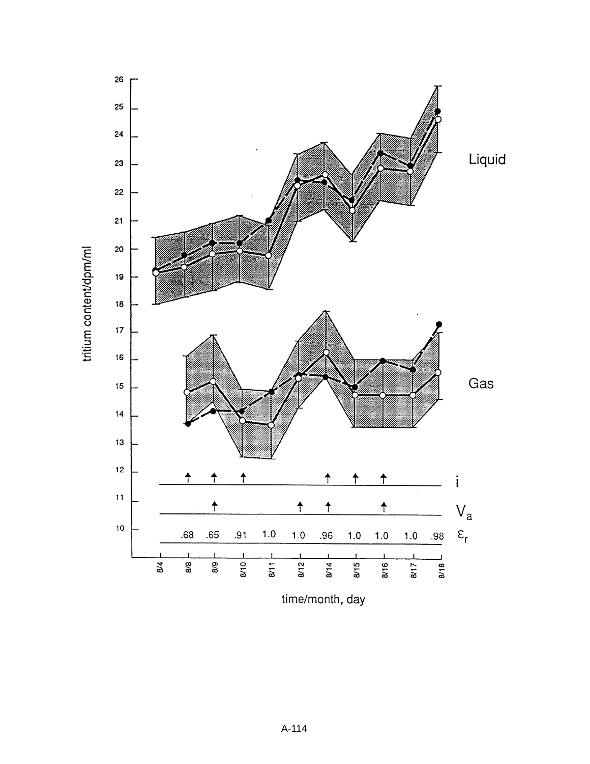tritium content/dpm/ml

Liquid

Gas

$i$

$V_a$

$\varepsilon_r$

| 8/4 | 8/8 | 8/9 | 8/10 | 8/11 | 8/12 | 8/14 | 8/15 | 8/16 | 8/17 | 8/18 |
|---|---|---|---|---|---|---|---|---|---|---|
| | .68 | .65 | .91 | 1.0 | 1.0 | .96 | 1.0 | 1.0 | 1.0 | .98 |

time/month, day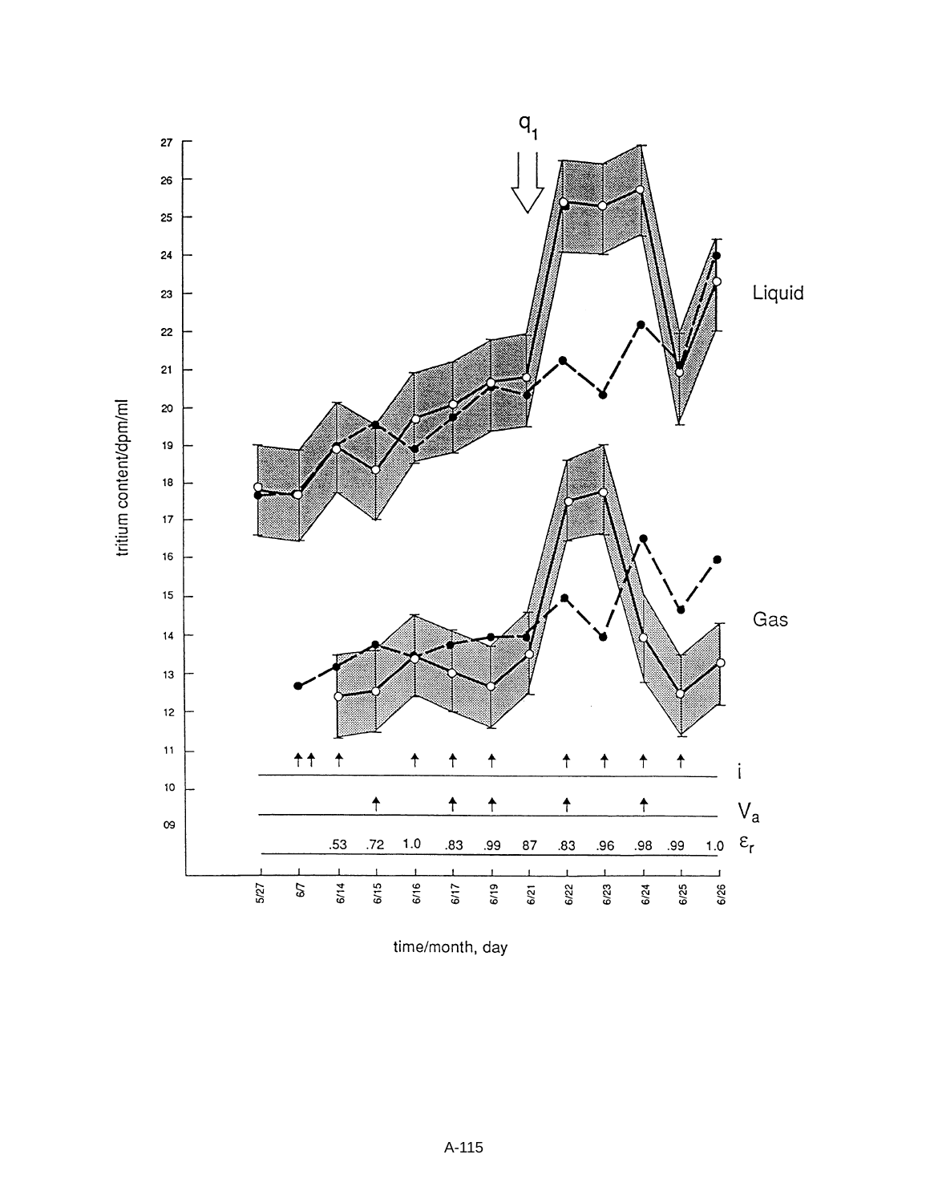$q_1$

tritium content/dpm/ml

27
26
25
24
23
22
21
20
19
18
17
16
15
14
13
12
11
10
09

Liquid

Gas

i

$V_a$

$\varepsilon_r$

| .53 | .72 | 1.0 | .83 | .99 | 87 | .83 | .96 | .98 | .99 | 1.0 |
|---|---|---|---|---|---|---|---|---|---|---|

5/27 6/7 6/14 6/15 6/16 6/17 6/19 6/21 6/22 6/23 6/24 6/25 6/26

time/month, day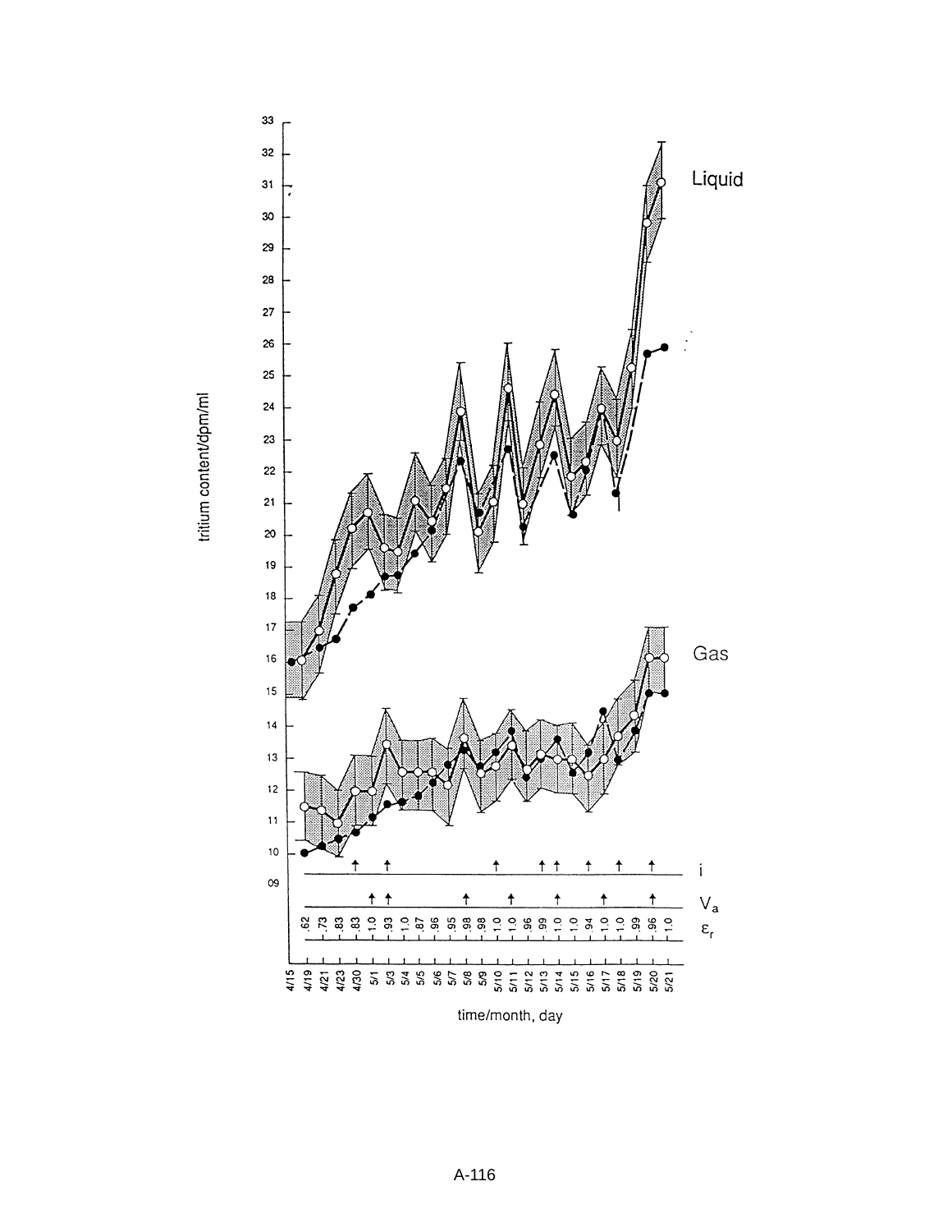tritium content/dpm/ml

Liquid

Gas

$i$

$V_a$

$\varepsilon_r$

.62 .73 .83 .83 1.0 .93 1.0 .87 .96 .95 .98 .98 1.0 1.0 .96 .99 1.0 1.0 .94 1.0 1.0 .99 .96 1.0

4/15 4/19 4/21 4/23 4/30 5/1 5/3 5/4 5/5 5/6 5/7 5/8 5/9 5/10 5/11 5/12 5/13 5/14 5/15 5/16 5/17 5/18 5/19 5/20 5/21

time/month, day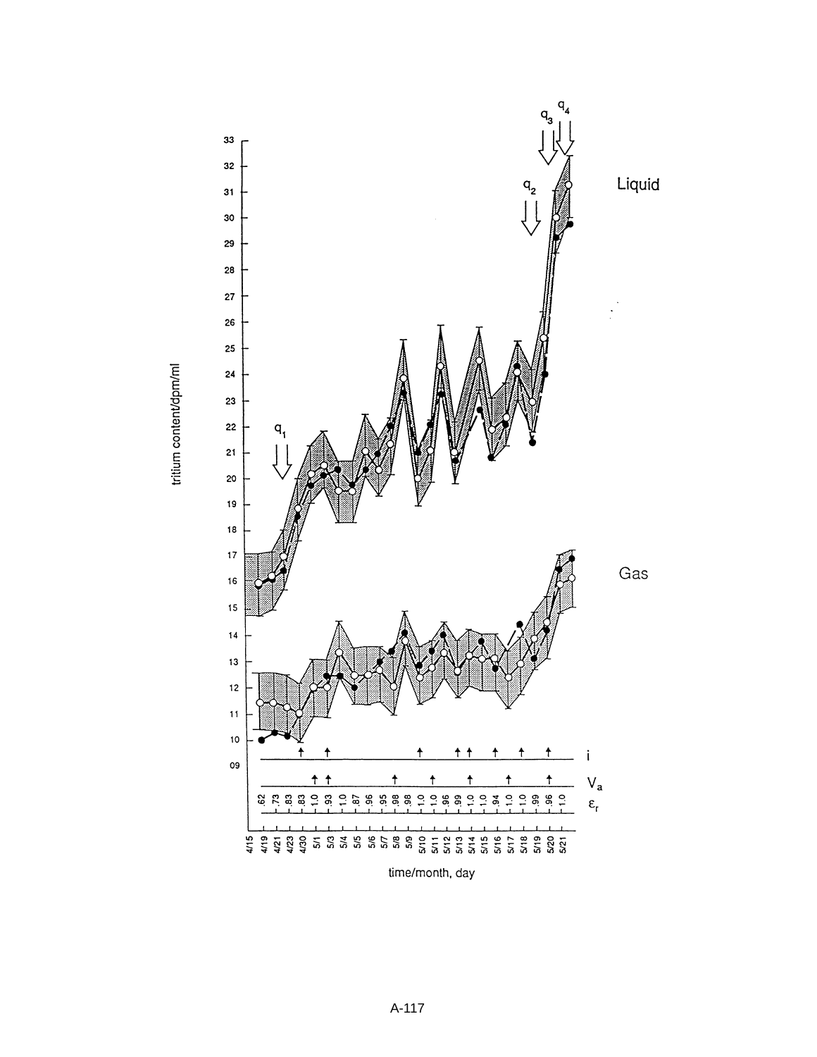tritium content/dpm/ml

Liquid

Gas

$q_1$ $q_2$ $q_3$ $q_4$

i

$V_a$

$\varepsilon_r$

| .62 | .73 | .83 | .83 | 1.0 | .93 | 1.0 | .87 | .96 | .95 | .98 | .98 | 1.0 | 1.0 | .96 | .99 | 1.0 | 1.0 | .94 | 1.0 | 1.0 | .99 | .96 | 1.0 |
|---|---|---|---|---|---|---|---|---|---|---|---|---|---|---|---|---|---|---|---|---|---|---|---|

4/15 4/19 4/21 4/23 4/30 5/1 5/3 5/4 5/5 5/6 5/7 5/8 5/9 5/10 5/11 5/12 5/13 5/14 5/15 5/16 5/17 5/18 5/19 5/20 5/21

time/month, day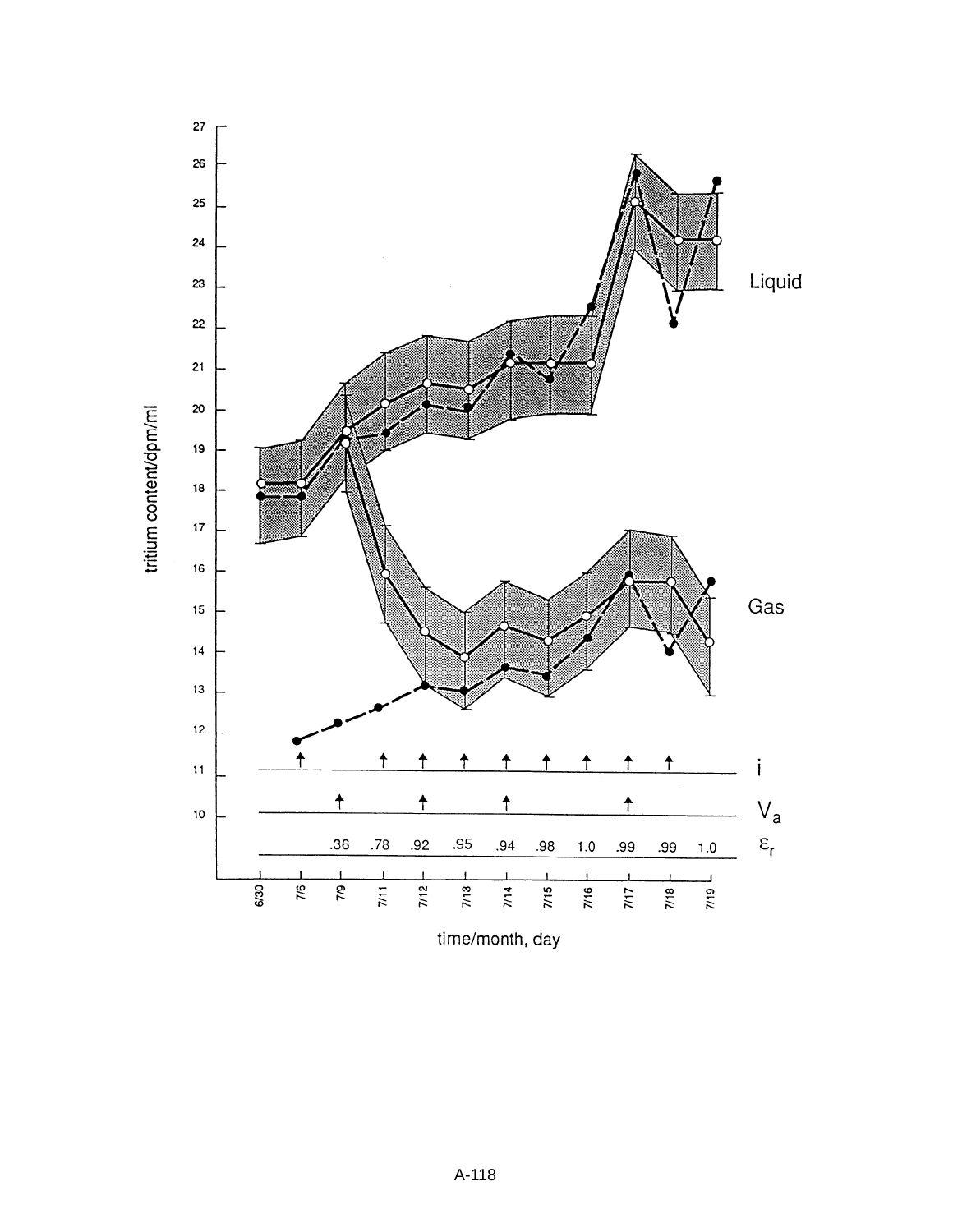tritium content/dpm/ml

Liquid

Gas

$i$

$V_a$

$\varepsilon_r$

| 7/9 | 7/11 | 7/12 | 7/13 | 7/14 | 7/15 | 7/16 | 7/17 | 7/18 | 7/19 |
|---|---|---|---|---|---|---|---|---|---|
| .36 | .78 | .92 | .95 | .94 | .98 | 1.0 | .99 | .99 | 1.0 |

time/month, day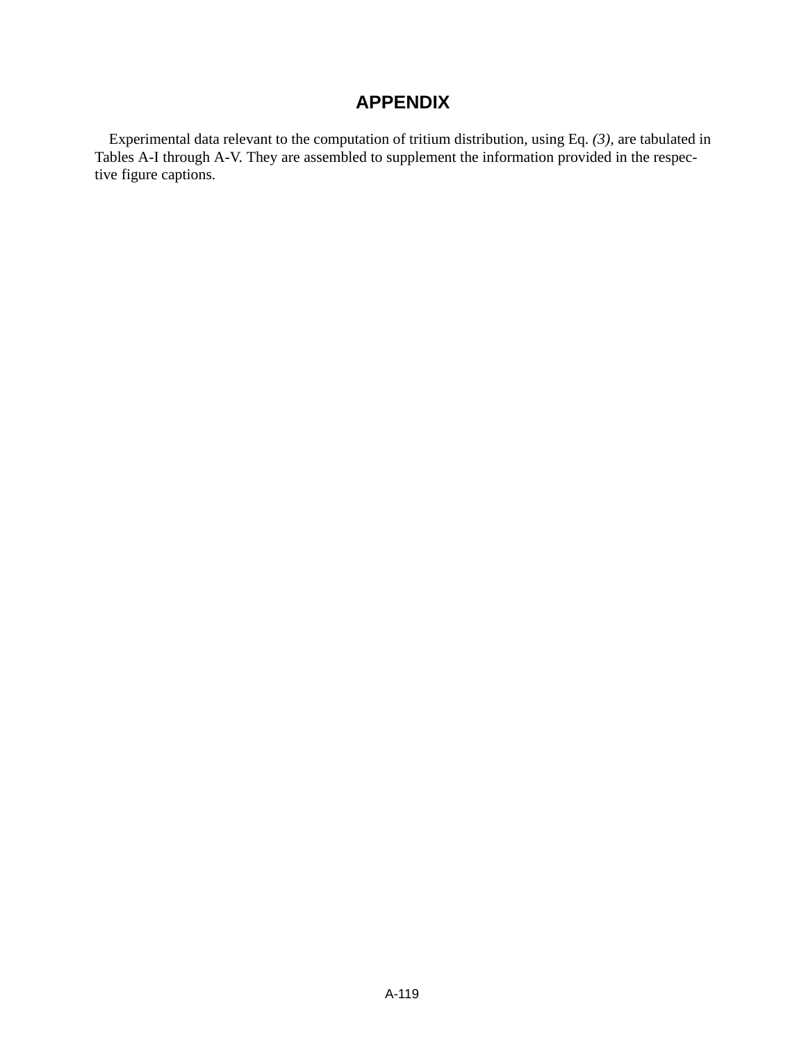# APPENDIX

Experimental data relevant to the computation of tritium distribution, using Eq. *(3)*, are tabulated in Tables A-I through A-V. They are assembled to supplement the information provided in the respective figure captions.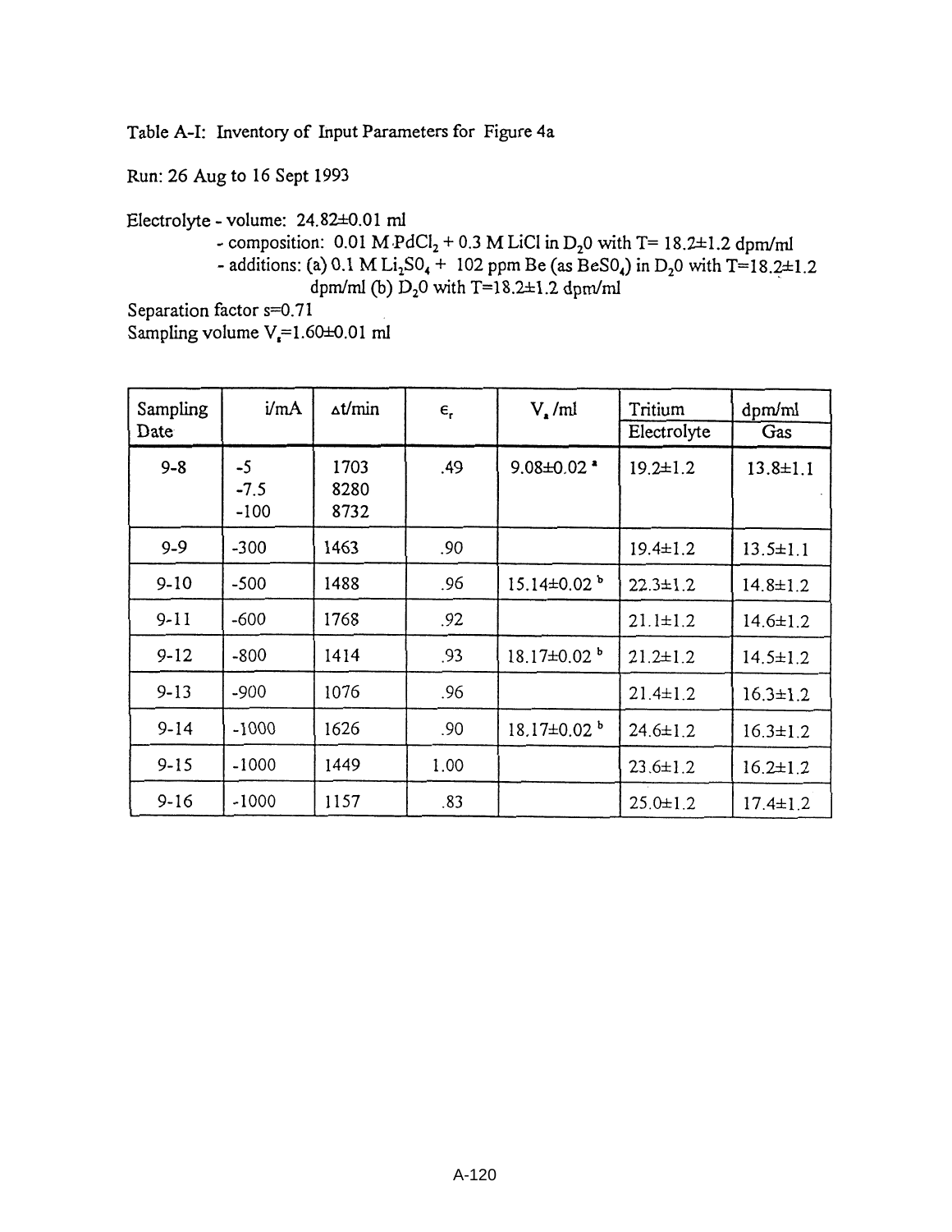Table A-I: Inventory of Input Parameters for Figure 4a

Run: 26 Aug to 16 Sept 1993

Electrolyte - volume: 24.82±0.01 ml

- composition: 0.01 M $PdCl_2$ + 0.3 M LiCl in $D_2O$ with T= 18.2±1.2 dpm/ml
- additions: (a) 0.1 M $Li_2SO_4$ + 102 ppm Be (as $BeSO_4$) in $D_2O$ with T=18.2±1.2 dpm/ml (b) $D_2O$ with T=18.2±1.2 dpm/ml

Separation factor s=0.71

Sampling volume $V_s$=1.60±0.01 ml

| Sampling Date | i/mA | Δt/min | $\epsilon_r$ | $V_a$ /ml | Tritium Electrolyte | dpm/ml Gas |
|---|---|---|---|---|---|---|
| 9-8 | -5<br>-7.5<br>-100 | 1703<br>8280<br>8732 | .49 | 9.08±0.02 [a] | 19.2±1.2 | 13.8±1.1 |
| 9-9 | -300 | 1463 | .90 | | 19.4±1.2 | 13.5±1.1 |
| 9-10 | -500 | 1488 | .96 | 15.14±0.02 [b] | 22.3±1.2 | 14.8±1.2 |
| 9-11 | -600 | 1768 | .92 | | 21.1±1.2 | 14.6±1.2 |
| 9-12 | -800 | 1414 | .93 | 18.17±0.02 [b] | 21.2±1.2 | 14.5±1.2 |
| 9-13 | -900 | 1076 | .96 | | 21.4±1.2 | 16.3±1.2 |
| 9-14 | -1000 | 1626 | .90 | 18.17±0.02 [b] | 24.6±1.2 | 16.3±1.2 |
| 9-15 | -1000 | 1449 | 1.00 | | 23.6±1.2 | 16.2±1.2 |
| 9-16 | -1000 | 1157 | .83 | | 25.0±1.2 | 17.4±1.2 |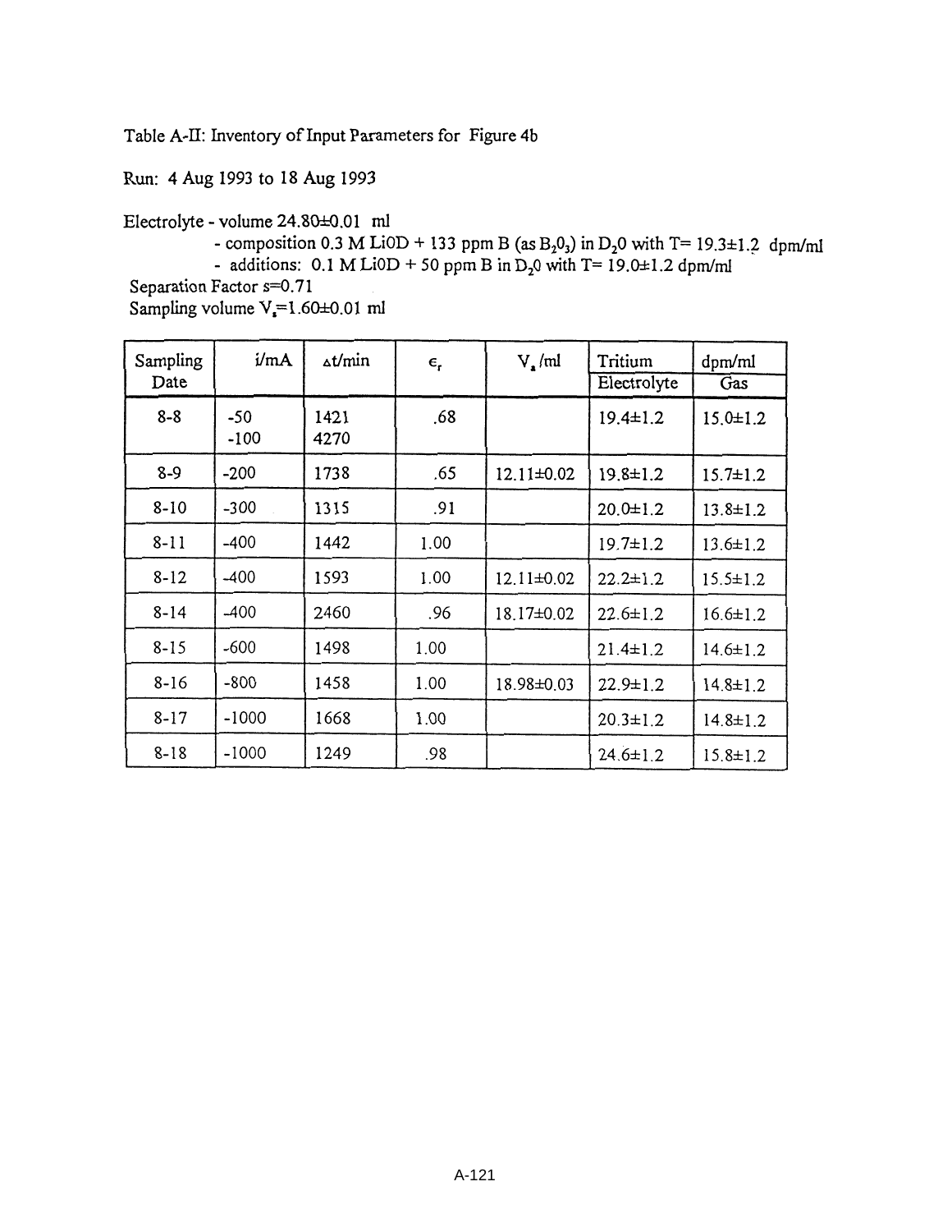Table A-II: Inventory of Input Parameters for Figure 4b

Run: 4 Aug 1993 to 18 Aug 1993

Electrolyte - volume 24.80±0.01 ml

- composition 0.3 M LiOD + 133 ppm B (as $B_2O_3$) in $D_2O$ with T= 19.3±1.2 dpm/ml
- additions: 0.1 M LiOD + 50 ppm B in $D_2O$ with T= 19.0±1.2 dpm/ml

Separation Factor s=0.71

Sampling volume $V_s$=1.60±0.01 ml

| Sampling Date | i/mA | Δt/min | $\epsilon_r$ | $V_a$ /ml | Tritium Electrolyte | dpm/ml Gas |
|---|---|---|---|---|---|---|
| 8-8 | -50<br>-100 | 1421<br>4270 | .68 | | 19.4±1.2 | 15.0±1.2 |
| 8-9 | -200 | 1738 | .65 | 12.11±0.02 | 19.8±1.2 | 15.7±1.2 |
| 8-10 | -300 | 1315 | .91 | | 20.0±1.2 | 13.8±1.2 |
| 8-11 | -400 | 1442 | 1.00 | | 19.7±1.2 | 13.6±1.2 |
| 8-12 | -400 | 1593 | 1.00 | 12.11±0.02 | 22.2±1.2 | 15.5±1.2 |
| 8-14 | -400 | 2460 | .96 | 18.17±0.02 | 22.6±1.2 | 16.6±1.2 |
| 8-15 | -600 | 1498 | 1.00 | | 21.4±1.2 | 14.6±1.2 |
| 8-16 | -800 | 1458 | 1.00 | 18.98±0.03 | 22.9±1.2 | 14.8±1.2 |
| 8-17 | -1000 | 1668 | 1.00 | | 20.3±1.2 | 14.8±1.2 |
| 8-18 | -1000 | 1249 | .98 | | 24.6±1.2 | 15.8±1.2 |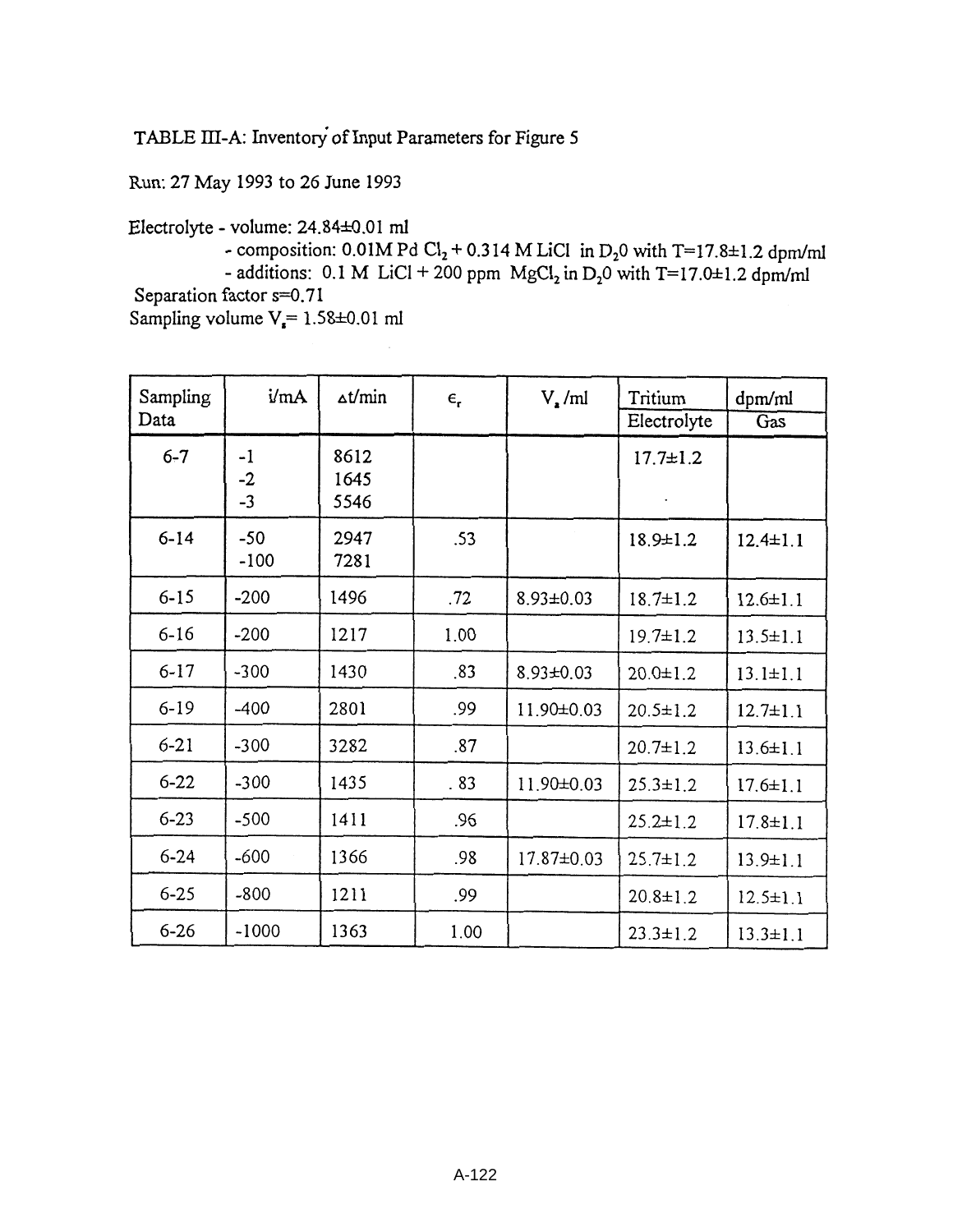TABLE III-A: Inventory of Input Parameters for Figure 5

Run: 27 May 1993 to 26 June 1993

Electrolyte - volume: 24.84±0.01 ml
- composition: 0.01M Pd $Cl_2$ + 0.314 M LiCl in $D_2O$ with T=17.8±1.2 dpm/ml
- additions: 0.1 M LiCl + 200 ppm $MgCl_2$ in $D_2O$ with T=17.0±1.2 dpm/ml

Separation factor s=0.71

Sampling volume $V_s$= 1.58±0.01 ml

| Sampling Data | i/mA | Δt/min | $\epsilon_r$ | $V_a$ /ml | Tritium Electrolyte | dpm/ml Gas |
|---|---|---|---|---|---|---|
| 6-7 | -1<br>-2<br>-3 | 8612<br>1645<br>5546 | | | 17.7±1.2 | |
| 6-14 | -50<br>-100 | 2947<br>7281 | .53 | | 18.9±1.2 | 12.4±1.1 |
| 6-15 | -200 | 1496 | .72 | 8.93±0.03 | 18.7±1.2 | 12.6±1.1 |
| 6-16 | -200 | 1217 | 1.00 | | 19.7±1.2 | 13.5±1.1 |
| 6-17 | -300 | 1430 | .83 | 8.93±0.03 | 20.0±1.2 | 13.1±1.1 |
| 6-19 | -400 | 2801 | .99 | 11.90±0.03 | 20.5±1.2 | 12.7±1.1 |
| 6-21 | -300 | 3282 | .87 | | 20.7±1.2 | 13.6±1.1 |
| 6-22 | -300 | 1435 | .83 | 11.90±0.03 | 25.3±1.2 | 17.6±1.1 |
| 6-23 | -500 | 1411 | .96 | | 25.2±1.2 | 17.8±1.1 |
| 6-24 | -600 | 1366 | .98 | 17.87±0.03 | 25.7±1.2 | 13.9±1.1 |
| 6-25 | -800 | 1211 | .99 | | 20.8±1.2 | 12.5±1.1 |
| 6-26 | -1000 | 1363 | 1.00 | | 23.3±1.2 | 13.3±1.1 |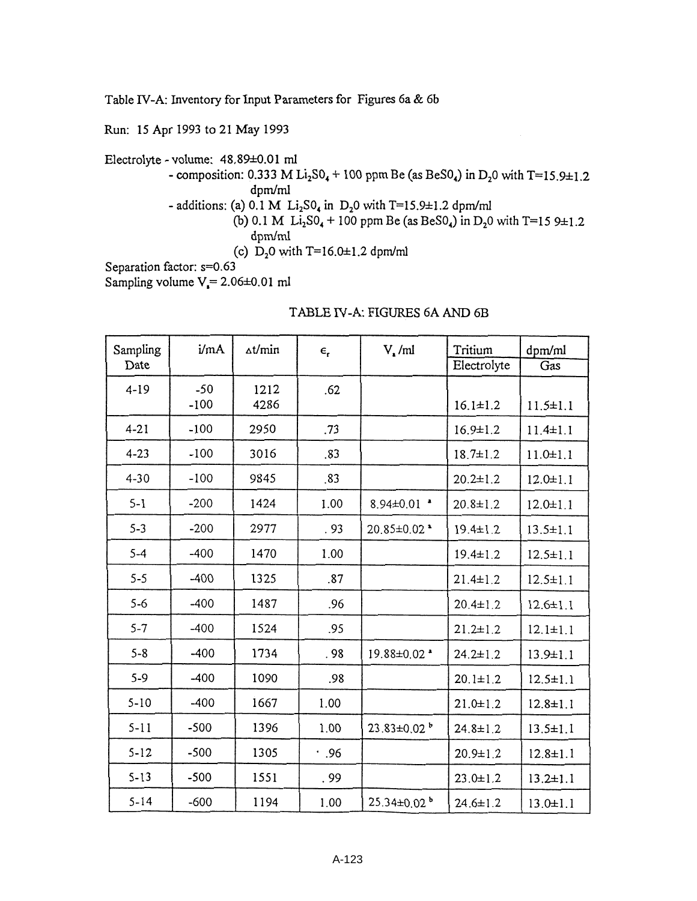Table IV-A: Inventory for Input Parameters for Figures 6a & 6b

Run: 15 Apr 1993 to 21 May 1993

Electrolyte - volume: 48.89±0.01 ml

- composition: 0.333 M $Li_2SO_4$ + 100 ppm Be (as $BeSO_4$) in $D_2O$ with T=15.9±1.2 dpm/ml
- additions: (a) 0.1 M $Li_2SO_4$ in $D_2O$ with T=15.9±1.2 dpm/ml
  - (b) 0.1 M $Li_2SO_4$ + 100 ppm Be (as $BeSO_4$) in $D_2O$ with T=15 9±1.2 dpm/ml
  - (c) $D_2O$ with T=16.0±1.2 dpm/ml

Separation factor: s=0.63

Sampling volume $V_s$= 2.06±0.01 ml

TABLE IV-A: FIGURES 6A AND 6B

| Sampling Date | i/mA | Δt/min | $\epsilon_r$ | $V_a$ /ml | Tritium dpm/ml Electrolyte | Gas |
|---|---|---|---|---|---|---|
| 4-19 | -50<br>-100 | 1212<br>4286 | .62 | | 16.1±1.2 | 11.5±1.1 |
| 4-21 | -100 | 2950 | .73 | | 16.9±1.2 | 11.4±1.1 |
| 4-23 | -100 | 3016 | .83 | | 18.7±1.2 | 11.0±1.1 |
| 4-30 | -100 | 9845 | .83 | | 20.2±1.2 | 12.0±1.1 |
| 5-1 | -200 | 1424 | 1.00 | 8.94±0.01 [a] | 20.8±1.2 | 12.0±1.1 |
| 5-3 | -200 | 2977 | .93 | 20.85±0.02 [a] | 19.4±1.2 | 13.5±1.1 |
| 5-4 | -400 | 1470 | 1.00 | | 19.4±1.2 | 12.5±1.1 |
| 5-5 | -400 | 1325 | .87 | | 21.4±1.2 | 12.5±1.1 |
| 5-6 | -400 | 1487 | .96 | | 20.4±1.2 | 12.6±1.1 |
| 5-7 | -400 | 1524 | .95 | | 21.2±1.2 | 12.1±1.1 |
| 5-8 | -400 | 1734 | .98 | 19.88±0.02 [a] | 24.2±1.2 | 13.9±1.1 |
| 5-9 | -400 | 1090 | .98 | | 20.1±1.2 | 12.5±1.1 |
| 5-10 | -400 | 1667 | 1.00 | | 21.0±1.2 | 12.8±1.1 |
| 5-11 | -500 | 1396 | 1.00 | 23.83±0.02 [b] | 24.8±1.2 | 13.5±1.1 |
| 5-12 | -500 | 1305 | .96 | | 20.9±1.2 | 12.8±1.1 |
| 5-13 | -500 | 1551 | .99 | | 23.0±1.2 | 13.2±1.1 |
| 5-14 | -600 | 1194 | 1.00 | 25.34±0.02 [b] | 24.6±1.2 | 13.0±1.1 |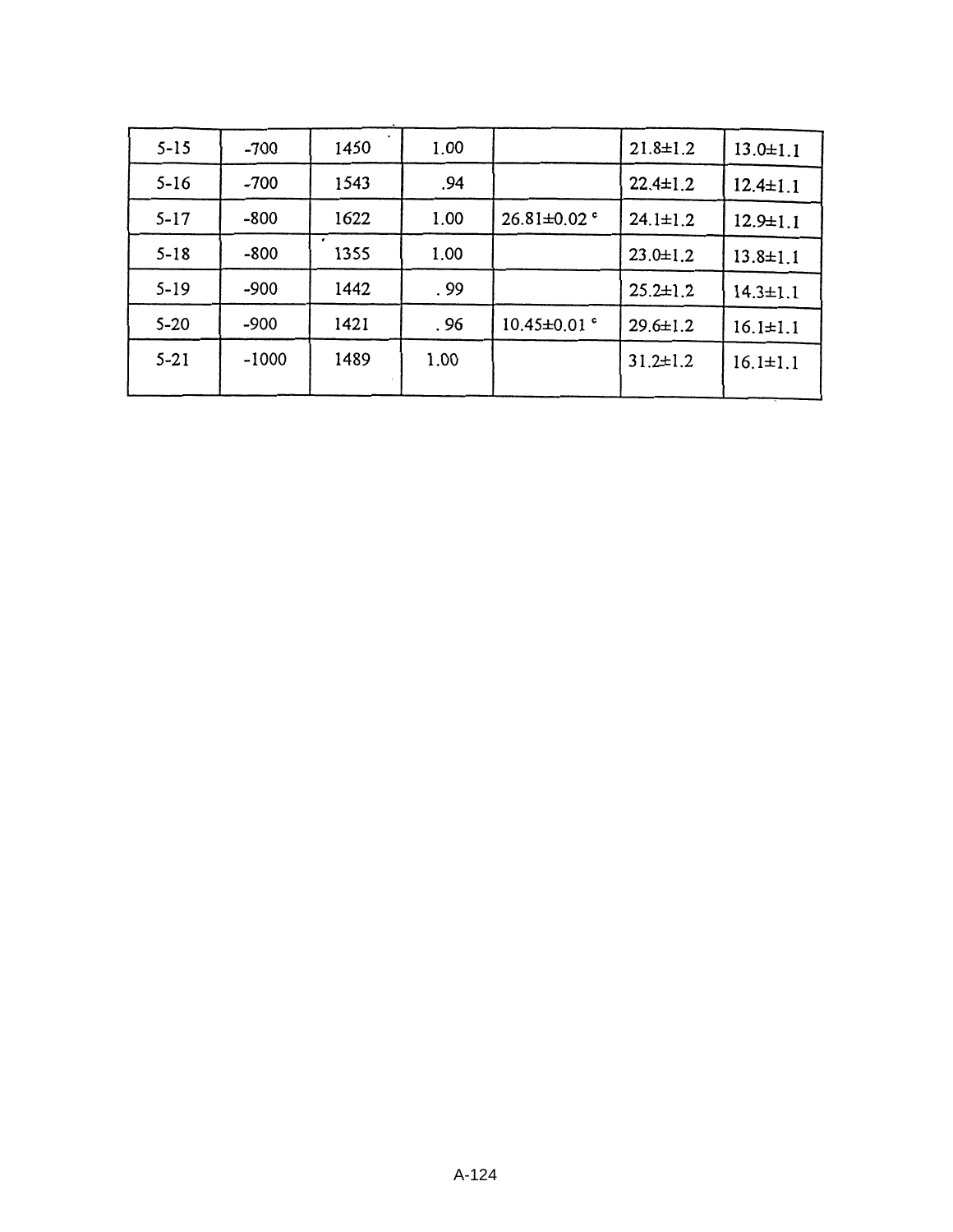| 5-15 | -700 | 1450 | 1.00 | | 21.8±1.2 | 13.0±1.1 |
|---|---|---|---|---|---|---|
| 5-16 | -700 | 1543 | .94 | | 22.4±1.2 | 12.4±1.1 |
| 5-17 | -800 | 1622 | 1.00 | 26.81±0.02 [c] | 24.1±1.2 | 12.9±1.1 |
| 5-18 | -800 | 1355 | 1.00 | | 23.0±1.2 | 13.8±1.1 |
| 5-19 | -900 | 1442 | .99 | | 25.2±1.2 | 14.3±1.1 |
| 5-20 | -900 | 1421 | .96 | 10.45±0.01 [c] | 29.6±1.2 | 16.1±1.1 |
| 5-21 | -1000 | 1489 | 1.00 | | 31.2±1.2 | 16.1±1.1 |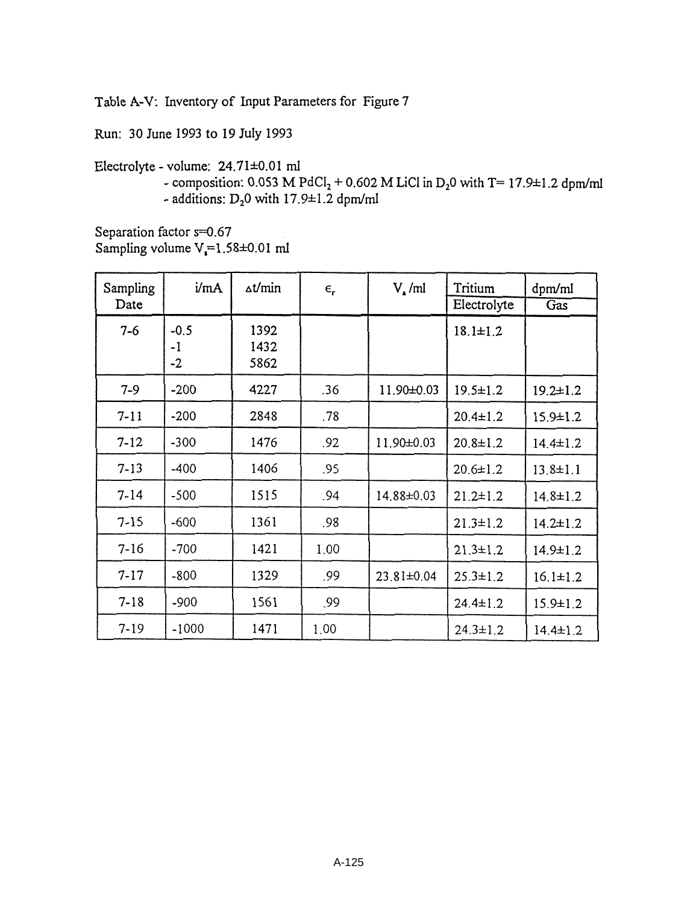Table A-V: Inventory of Input Parameters for Figure 7

Run: 30 June 1993 to 19 July 1993

Electrolyte - volume: 24.71±0.01 ml

- composition: 0.053 M $PdCl_2$ + 0.602 M LiCl in $D_2O$ with T= 17.9±1.2 dpm/ml
- additions: $D_2O$ with 17.9±1.2 dpm/ml

Separation factor s=0.67

Sampling volume $V_s$=1.58±0.01 ml

| Sampling Date | i/mA | Δt/min | $\epsilon_r$ | $V_a$ /ml | Tritium Electrolyte | dpm/ml Gas |
|---|---|---|---|---|---|---|
| 7-6 | -0.5<br>-1<br>-2 | 1392<br>1432<br>5862 | | | 18.1±1.2 | |
| 7-9 | -200 | 4227 | .36 | 11.90±0.03 | 19.5±1.2 | 19.2±1.2 |
| 7-11 | -200 | 2848 | .78 | | 20.4±1.2 | 15.9±1.2 |
| 7-12 | -300 | 1476 | .92 | 11.90±0.03 | 20.8±1.2 | 14.4±1.2 |
| 7-13 | -400 | 1406 | .95 | | 20.6±1.2 | 13.8±1.1 |
| 7-14 | -500 | 1515 | .94 | 14.88±0.03 | 21.2±1.2 | 14.8±1.2 |
| 7-15 | -600 | 1361 | .98 | | 21.3±1.2 | 14.2±1.2 |
| 7-16 | -700 | 1421 | 1.00 | | 21.3±1.2 | 14.9±1.2 |
| 7-17 | -800 | 1329 | .99 | 23.81±0.04 | 25.3±1.2 | 16.1±1.2 |
| 7-18 | -900 | 1561 | .99 | | 24.4±1.2 | 15.9±1.2 |
| 7-19 | -1000 | 1471 | 1.00 | | 24.3±1.2 | 14.4±1.2 |